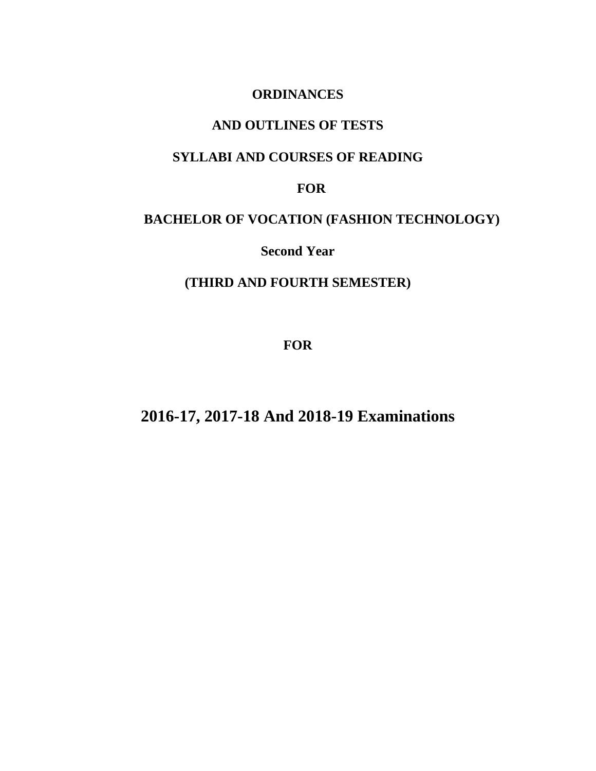**ORDINANCES**

**AND OUTLINES OF TESTS**

**SYLLABI AND COURSES OF READING**

**FOR**

**BACHELOR OF VOCATION (FASHION TECHNOLOGY)**

**Second Year**

**(THIRD AND FOURTH SEMESTER)**

**FOR**

# 2016-17, 2017-18 And 2018-19 Examinations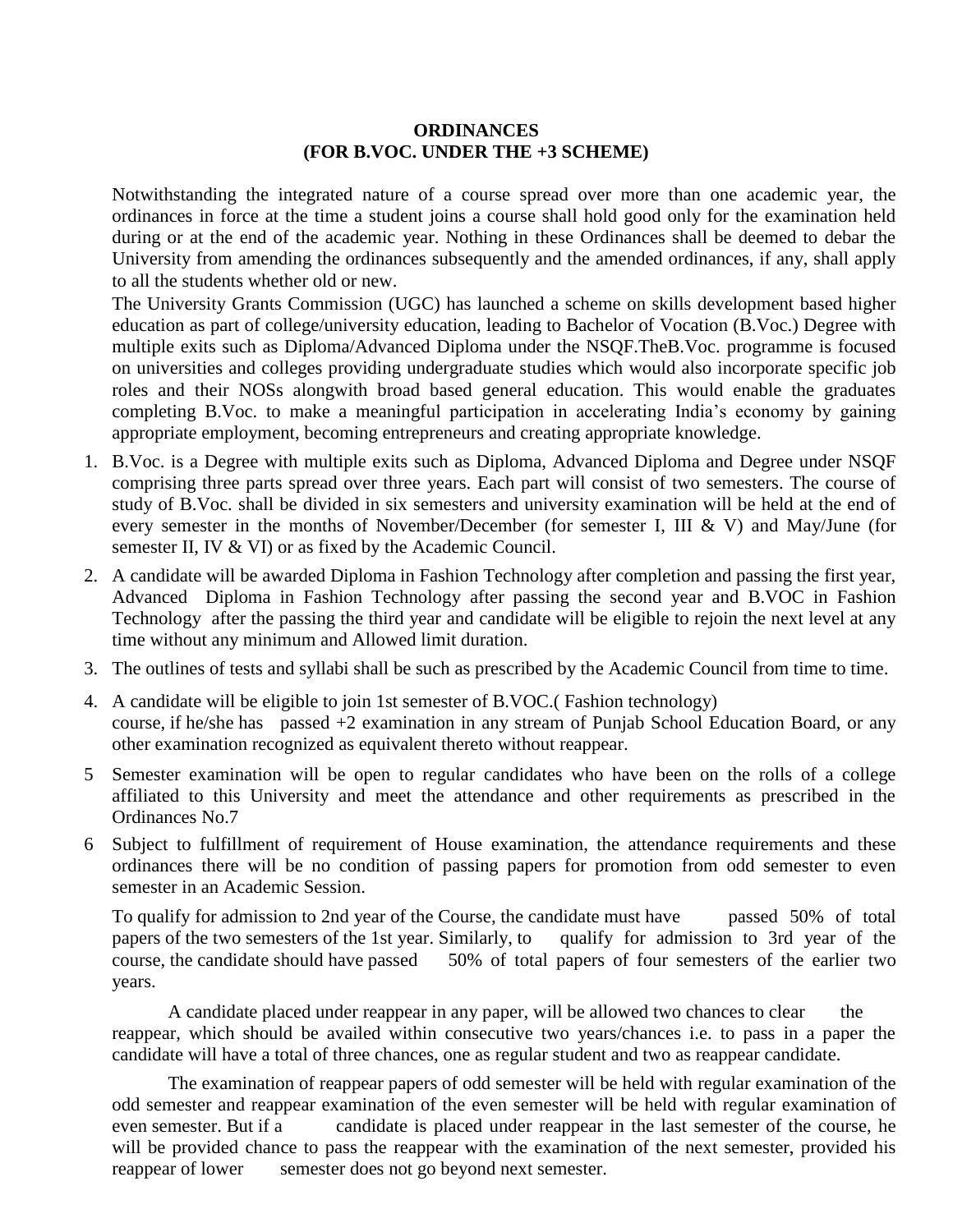**ORDINANCES**
**(FOR B.VOC. UNDER THE +3 SCHEME)**

Notwithstanding the integrated nature of a course spread over more than one academic year, the ordinances in force at the time a student joins a course shall hold good only for the examination held during or at the end of the academic year. Nothing in these Ordinances shall be deemed to debar the University from amending the ordinances subsequently and the amended ordinances, if any, shall apply to all the students whether old or new.

The University Grants Commission (UGC) has launched a scheme on skills development based higher education as part of college/university education, leading to Bachelor of Vocation (B.Voc.) Degree with multiple exits such as Diploma/Advanced Diploma under the NSQF.TheB.Voc. programme is focused on universities and colleges providing undergraduate studies which would also incorporate specific job roles and their NOSs alongwith broad based general education. This would enable the graduates completing B.Voc. to make a meaningful participation in accelerating India's economy by gaining appropriate employment, becoming entrepreneurs and creating appropriate knowledge.

1. B.Voc. is a Degree with multiple exits such as Diploma, Advanced Diploma and Degree under NSQF comprising three parts spread over three years. Each part will consist of two semesters. The course of study of B.Voc. shall be divided in six semesters and university examination will be held at the end of every semester in the months of November/December (for semester I, III & V) and May/June (for semester II, IV & VI) or as fixed by the Academic Council.
2. A candidate will be awarded Diploma in Fashion Technology after completion and passing the first year, Advanced Diploma in Fashion Technology after passing the second year and B.VOC in Fashion Technology after the passing the third year and candidate will be eligible to rejoin the next level at any time without any minimum and Allowed limit duration.
3. The outlines of tests and syllabi shall be such as prescribed by the Academic Council from time to time.
4. A candidate will be eligible to join 1st semester of B.VOC.( Fashion technology) course, if he/she has passed +2 examination in any stream of Punjab School Education Board, or any other examination recognized as equivalent thereto without reappear.
5. Semester examination will be open to regular candidates who have been on the rolls of a college affiliated to this University and meet the attendance and other requirements as prescribed in the Ordinances No.7
6. Subject to fulfillment of requirement of House examination, the attendance requirements and these ordinances there will be no condition of passing papers for promotion from odd semester to even semester in an Academic Session.

   To qualify for admission to 2nd year of the Course, the candidate must have passed 50% of total papers of the two semesters of the 1st year. Similarly, to qualify for admission to 3rd year of the course, the candidate should have passed 50% of total papers of four semesters of the earlier two years.

   A candidate placed under reappear in any paper, will be allowed two chances to clear the reappear, which should be availed within consecutive two years/chances i.e. to pass in a paper the candidate will have a total of three chances, one as regular student and two as reappear candidate.

   The examination of reappear papers of odd semester will be held with regular examination of the odd semester and reappear examination of the even semester will be held with regular examination of even semester. But if a candidate is placed under reappear in the last semester of the course, he will be provided chance to pass the reappear with the examination of the next semester, provided his reappear of lower semester does not go beyond next semester.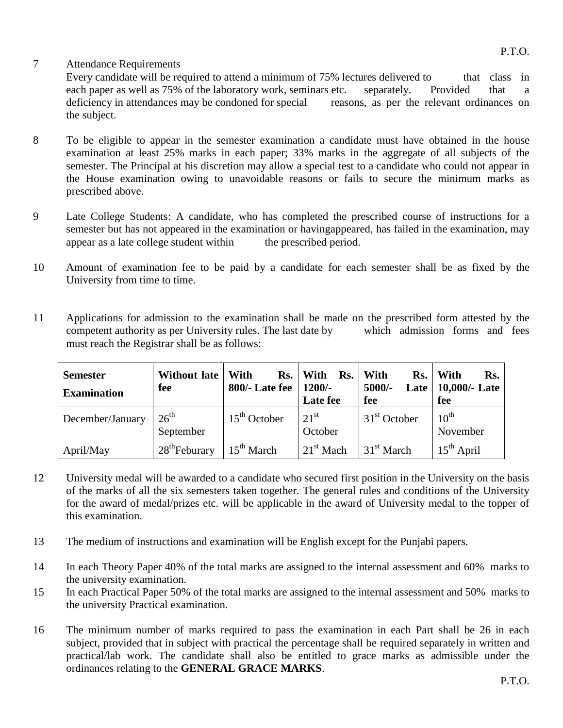7 Attendance Requirements

Every candidate will be required to attend a minimum of 75% lectures delivered to that class in each paper as well as 75% of the laboratory work, seminars etc. separately. Provided that a deficiency in attendances may be condoned for special reasons, as per the relevant ordinances on the subject.

8 To be eligible to appear in the semester examination a candidate must have obtained in the house examination at least 25% marks in each paper; 33% marks in the aggregate of all subjects of the semester. The Principal at his discretion may allow a special test to a candidate who could not appear in the House examination owing to unavoidable reasons or fails to secure the minimum marks as prescribed above.

9 Late College Students: A candidate, who has completed the prescribed course of instructions for a semester but has not appeared in the examination or havingappeared, has failed in the examination, may appear as a late college student within the prescribed period.

10 Amount of examination fee to be paid by a candidate for each semester shall be as fixed by the University from time to time.

11 Applications for admission to the examination shall be made on the prescribed form attested by the competent authority as per University rules. The last date by which admission forms and fees must reach the Registrar shall be as follows:

| **Semester Examination** | **Without late fee** | **With Rs. 800/- Late fee** | **With Rs. 1200/- Late fee** | **With Rs. 5000/- Late fee** | **With Rs. 10,000/- Late fee** |
|---|---|---|---|---|---|
| December/January | 26th September | 15th October | 21st October | 31st October | 10th November |
| April/May | 28thFeburary | 15th March | 21st Mach | 31st March | 15th April |

12 University medal will be awarded to a candidate who secured first position in the University on the basis of the marks of all the six semesters taken together. The general rules and conditions of the University for the award of medal/prizes etc. will be applicable in the award of University medal to the topper of this examination.

13 The medium of instructions and examination will be English except for the Punjabi papers.

14 In each Theory Paper 40% of the total marks are assigned to the internal assessment and 60% marks to the university examination.

15 In each Practical Paper 50% of the total marks are assigned to the internal assessment and 50% marks to the university Practical examination.

16 The minimum number of marks required to pass the examination in each Part shall be 26 in each subject, provided that in subject with practical the percentage shall be required separately in written and practical/lab work. The candidate shall also be entitled to grace marks as admissible under the ordinances relating to the **GENERAL GRACE MARKS**.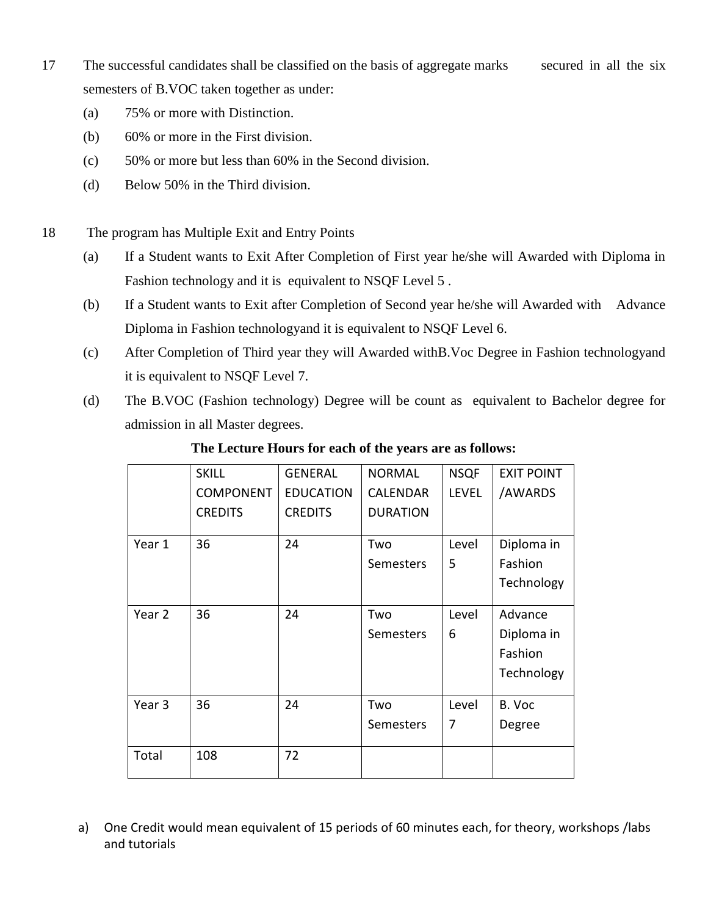17 The successful candidates shall be classified on the basis of aggregate marks secured in all the six semesters of B.VOC taken together as under:

(a) 75% or more with Distinction.

(b) 60% or more in the First division.

(c) 50% or more but less than 60% in the Second division.

(d) Below 50% in the Third division.

18 The program has Multiple Exit and Entry Points

(a) If a Student wants to Exit After Completion of First year he/she will Awarded with Diploma in Fashion technology and it is equivalent to NSQF Level 5 .

(b) If a Student wants to Exit after Completion of Second year he/she will Awarded with Advance Diploma in Fashion technologyand it is equivalent to NSQF Level 6.

(c) After Completion of Third year they will Awarded withB.Voc Degree in Fashion technologyand it is equivalent to NSQF Level 7.

(d) The B.VOC (Fashion technology) Degree will be count as equivalent to Bachelor degree for admission in all Master degrees.

**The Lecture Hours for each of the years are as follows:**

| | SKILL COMPONENT CREDITS | GENERAL EDUCATION CREDITS | NORMAL CALENDAR DURATION | NSQF LEVEL | EXIT POINT /AWARDS |
|---|---|---|---|---|---|
| Year 1 | 36 | 24 | Two Semesters | Level 5 | Diploma in Fashion Technology |
| Year 2 | 36 | 24 | Two Semesters | Level 6 | Advance Diploma in Fashion Technology |
| Year 3 | 36 | 24 | Two Semesters | Level 7 | B. Voc Degree |
| Total | 108 | 72 | | | |

a) One Credit would mean equivalent of 15 periods of 60 minutes each, for theory, workshops /labs and tutorials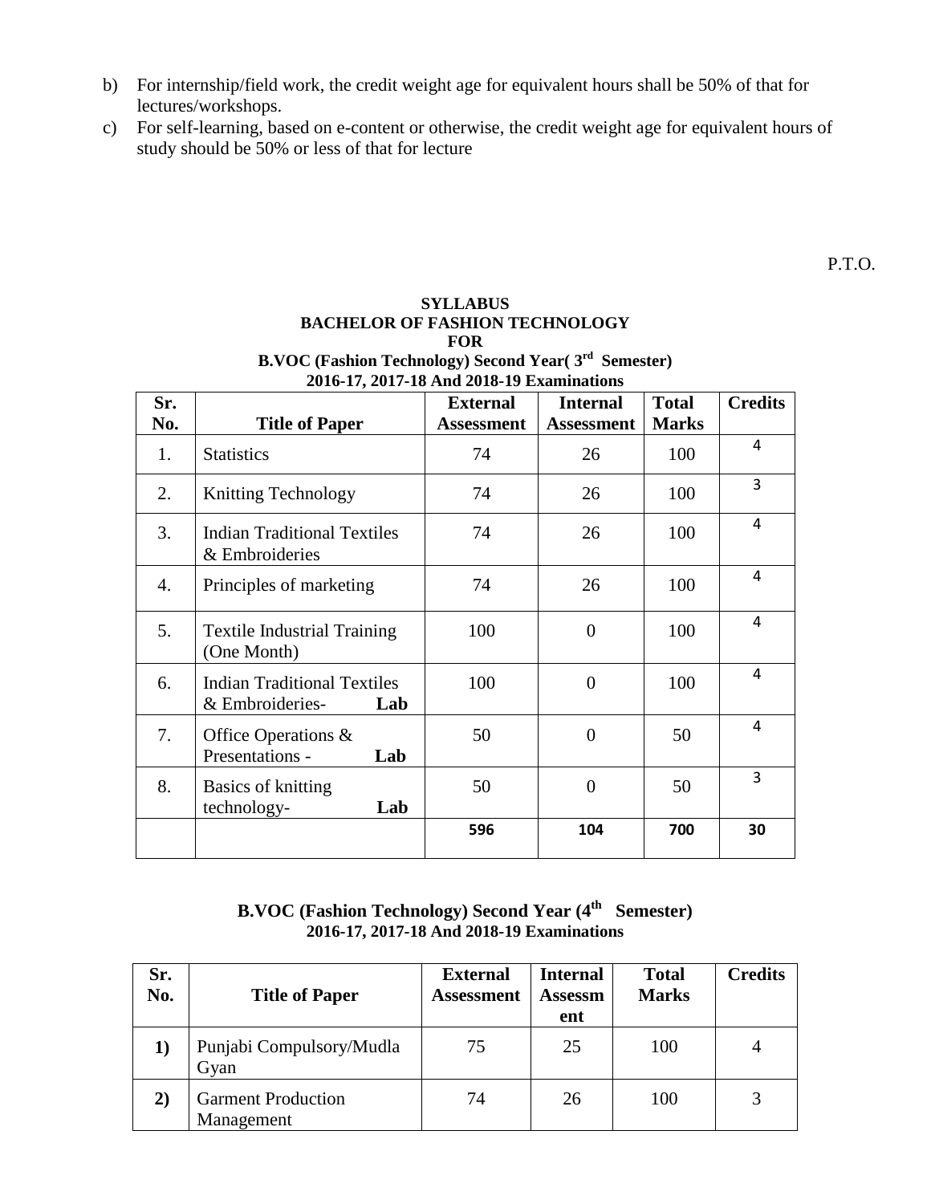b) For internship/field work, the credit weight age for equivalent hours shall be 50% of that for lectures/workshops.

c) For self-learning, based on e-content or otherwise, the credit weight age for equivalent hours of study should be 50% or less of that for lecture

P.T.O.

**SYLLABUS**
**BACHELOR OF FASHION TECHNOLOGY**
**FOR**
**B.VOC (Fashion Technology) Second Year( 3rd Semester)**
**2016-17, 2017-18 And 2018-19 Examinations**

| Sr. No. | Title of Paper | External Assessment | Internal Assessment | Total Marks | Credits |
|---|---|---|---|---|---|
| 1. | Statistics | 74 | 26 | 100 | 4 |
| 2. | Knitting Technology | 74 | 26 | 100 | 3 |
| 3. | Indian Traditional Textiles & Embroideries | 74 | 26 | 100 | 4 |
| 4. | Principles of marketing | 74 | 26 | 100 | 4 |
| 5. | Textile Industrial Training (One Month) | 100 | 0 | 100 | 4 |
| 6. | Indian Traditional Textiles & Embroideries- **Lab** | 100 | 0 | 100 | 4 |
| 7. | Office Operations & Presentations - **Lab** | 50 | 0 | 50 | 4 |
| 8. | Basics of knitting technology- **Lab** | 50 | 0 | 50 | 3 |
| | | **596** | **104** | **700** | **30** |

**B.VOC (Fashion Technology) Second Year (4th Semester)**
**2016-17, 2017-18 And 2018-19 Examinations**

| Sr. No. | Title of Paper | External Assessment | Internal Assessment | Total Marks | Credits |
|---|---|---|---|---|---|
| **1)** | Punjabi Compulsory/Mudla Gyan | 75 | 25 | 100 | 4 |
| **2)** | Garment Production Management | 74 | 26 | 100 | 3 |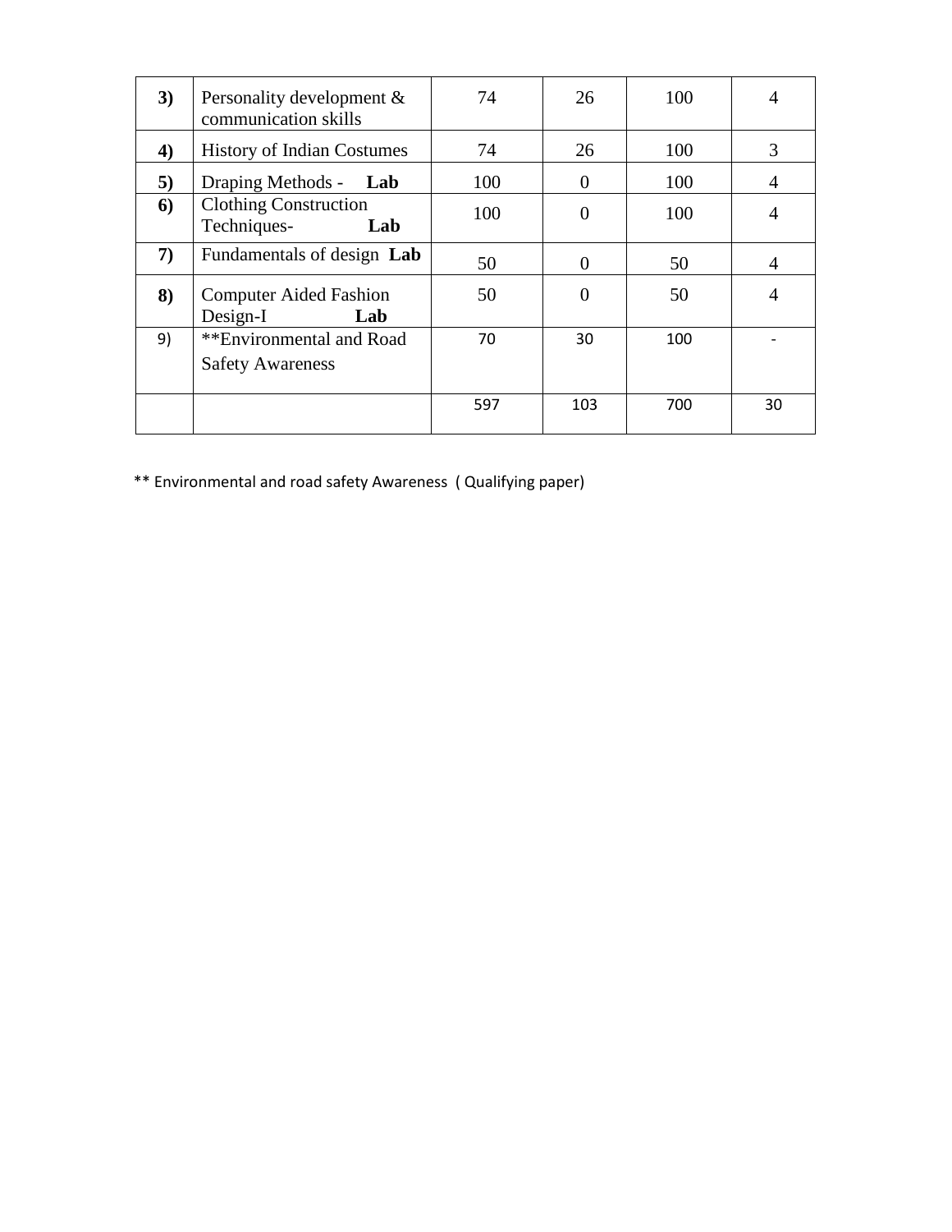| 3) | Personality development & communication skills | 74 | 26 | 100 | 4 |
|---|---|---|---|---|---|
| 4) | History of Indian Costumes | 74 | 26 | 100 | 3 |
| 5) | Draping Methods - **Lab** | 100 | 0 | 100 | 4 |
| 6) | Clothing Construction Techniques- **Lab** | 100 | 0 | 100 | 4 |
| 7) | Fundamentals of design **Lab** | 50 | 0 | 50 | 4 |
| 8) | Computer Aided Fashion Design-I **Lab** | 50 | 0 | 50 | 4 |
| 9) | **Environmental and Road Safety Awareness | 70 | 30 | 100 | - |
| | | 597 | 103 | 700 | 30 |

** Environmental and road safety Awareness ( Qualifying paper)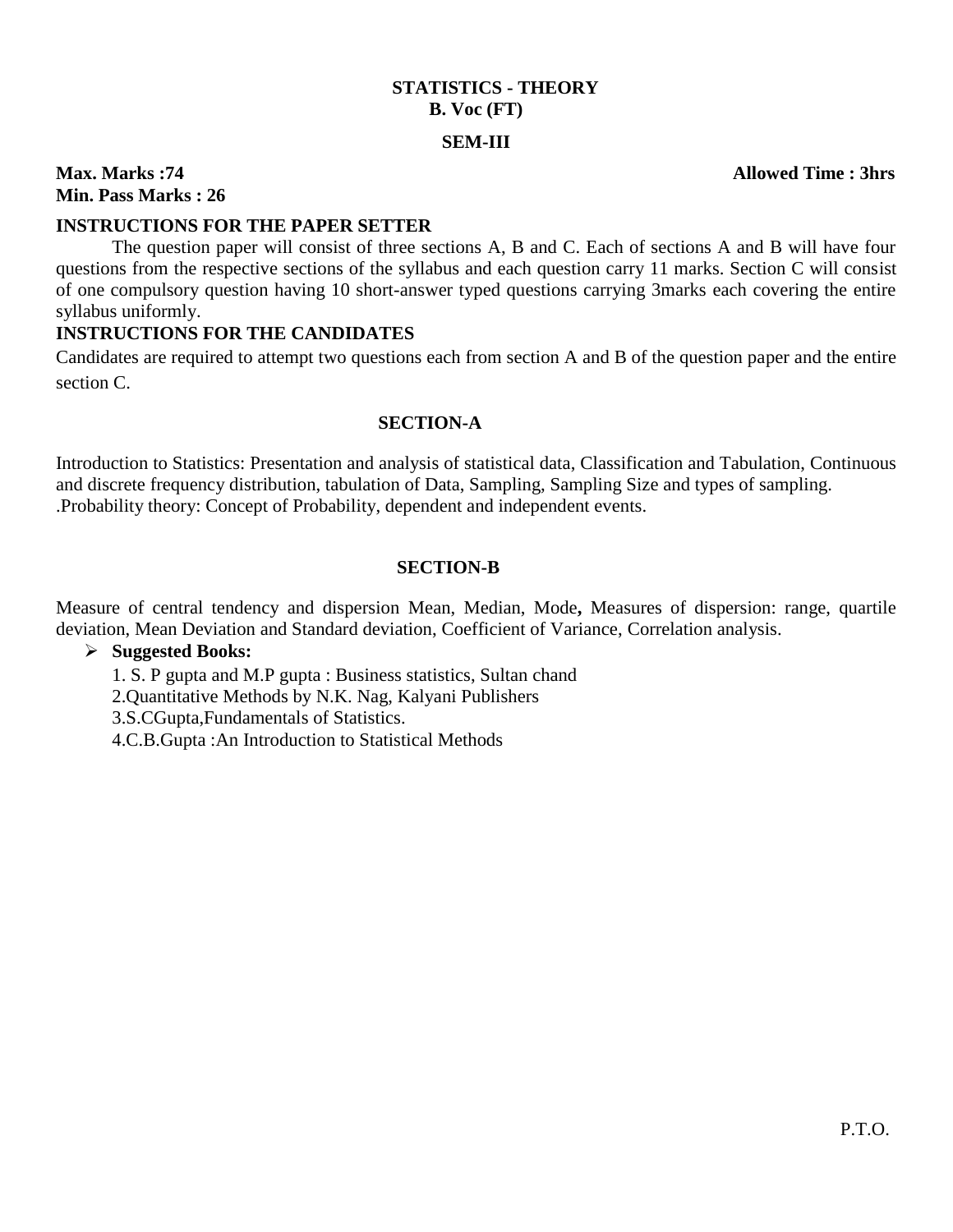**STATISTICS - THEORY**
**B. Voc (FT)**
**SEM-III**

**Max. Marks :74** **Allowed Time : 3hrs**
**Min. Pass Marks : 26**

**INSTRUCTIONS FOR THE PAPER SETTER**

The question paper will consist of three sections A, B and C. Each of sections A and B will have four questions from the respective sections of the syllabus and each question carry 11 marks. Section C will consist of one compulsory question having 10 short-answer typed questions carrying 3marks each covering the entire syllabus uniformly.

**INSTRUCTIONS FOR THE CANDIDATES**

Candidates are required to attempt two questions each from section A and B of the question paper and the entire section C.

**SECTION-A**

Introduction to Statistics: Presentation and analysis of statistical data, Classification and Tabulation, Continuous and discrete frequency distribution, tabulation of Data, Sampling, Sampling Size and types of sampling.
.Probability theory: Concept of Probability, dependent and independent events.

**SECTION-B**

Measure of central tendency and dispersion Mean, Median, Mode**,** Measures of dispersion: range, quartile deviation, Mean Deviation and Standard deviation, Coefficient of Variance, Correlation analysis.

- **Suggested Books:**
  1. S. P gupta and M.P gupta : Business statistics, Sultan chand
  2.Quantitative Methods by N.K. Nag, Kalyani Publishers
  3.S.CGupta,Fundamentals of Statistics.
  4.C.B.Gupta :An Introduction to Statistical Methods

P.T.O.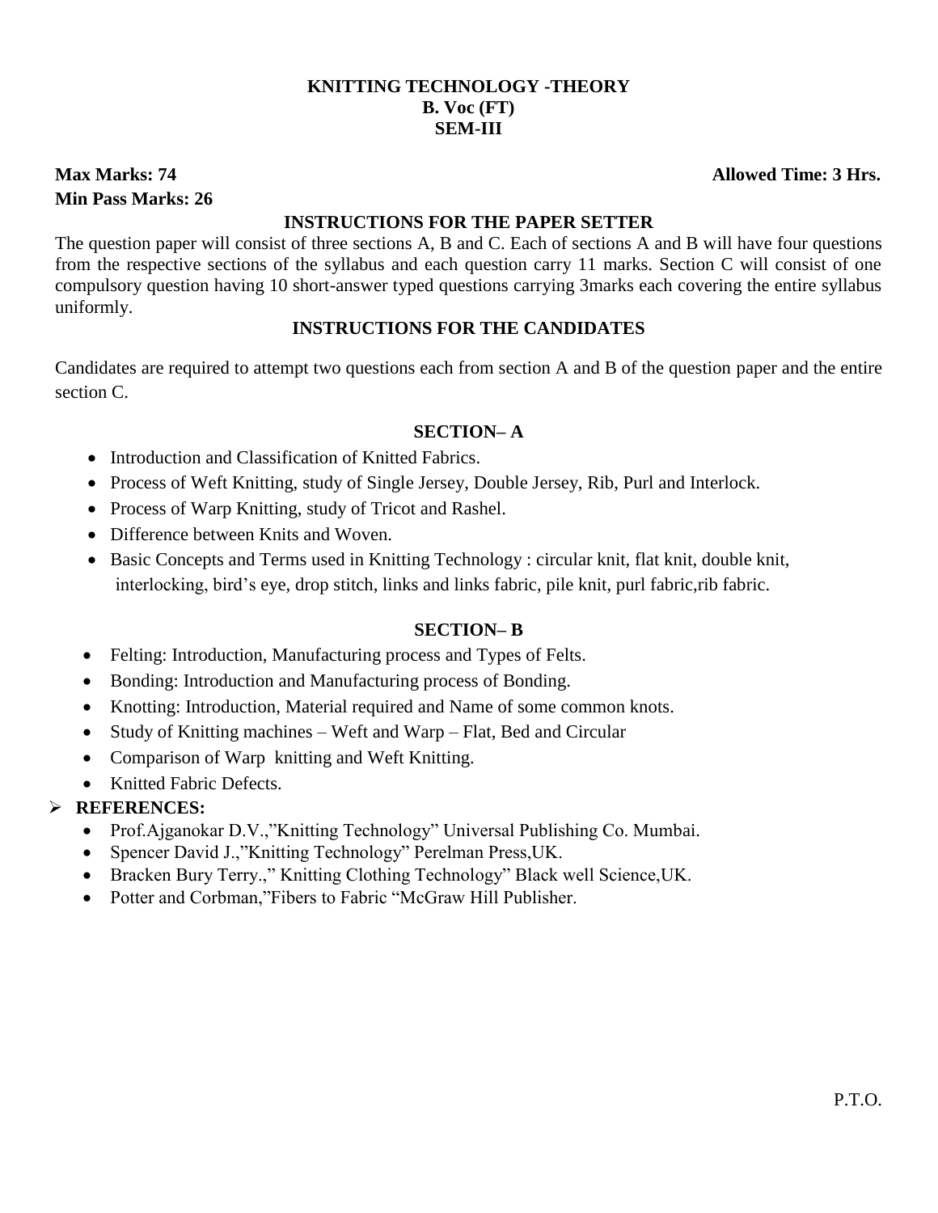# KNITTING TECHNOLOGY -THEORY
## B. Voc (FT)
## SEM-III

**Max Marks: 74** **Allowed Time: 3 Hrs.**
**Min Pass Marks: 26**

### INSTRUCTIONS FOR THE PAPER SETTER

The question paper will consist of three sections A, B and C. Each of sections A and B will have four questions from the respective sections of the syllabus and each question carry 11 marks. Section C will consist of one compulsory question having 10 short-answer typed questions carrying 3marks each covering the entire syllabus uniformly.

### INSTRUCTIONS FOR THE CANDIDATES

Candidates are required to attempt two questions each from section A and B of the question paper and the entire section C.

### SECTION– A

- Introduction and Classification of Knitted Fabrics.
- Process of Weft Knitting, study of Single Jersey, Double Jersey, Rib, Purl and Interlock.
- Process of Warp Knitting, study of Tricot and Rashel.
- Difference between Knits and Woven.
- Basic Concepts and Terms used in Knitting Technology : circular knit, flat knit, double knit, interlocking, bird's eye, drop stitch, links and links fabric, pile knit, purl fabric,rib fabric.

### SECTION– B

- Felting: Introduction, Manufacturing process and Types of Felts.
- Bonding: Introduction and Manufacturing process of Bonding.
- Knotting: Introduction, Material required and Name of some common knots.
- Study of Knitting machines – Weft and Warp – Flat, Bed and Circular
- Comparison of Warp knitting and Weft Knitting.
- Knitted Fabric Defects.

### REFERENCES:

- Prof.Ajganokar D.V.,"Knitting Technology" Universal Publishing Co. Mumbai.
- Spencer David J.,"Knitting Technology" Perelman Press,UK.
- Bracken Bury Terry.," Knitting Clothing Technology" Black well Science,UK.
- Potter and Corbman,"Fibers to Fabric "McGraw Hill Publisher.

P.T.O.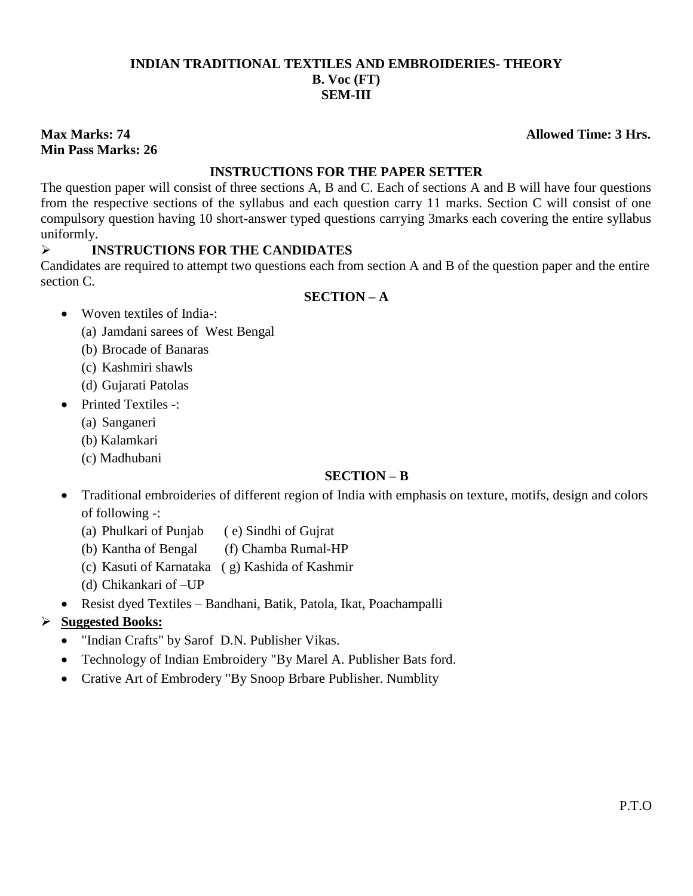**INDIAN TRADITIONAL TEXTILES AND EMBROIDERIES- THEORY**
**B. Voc (FT)**
**SEM-III**

**Max Marks: 74** **Allowed Time: 3 Hrs.**
**Min Pass Marks: 26**

**INSTRUCTIONS FOR THE PAPER SETTER**

The question paper will consist of three sections A, B and C. Each of sections A and B will have four questions from the respective sections of the syllabus and each question carry 11 marks. Section C will consist of one compulsory question having 10 short-answer typed questions carrying 3marks each covering the entire syllabus uniformly.

- **INSTRUCTIONS FOR THE CANDIDATES**

Candidates are required to attempt two questions each from section A and B of the question paper and the entire section C.

**SECTION – A**

- Woven textiles of India-:
  - (a) Jamdani sarees of West Bengal
  - (b) Brocade of Banaras
  - (c) Kashmiri shawls
  - (d) Gujarati Patolas
- Printed Textiles -:
  - (a) Sanganeri
  - (b) Kalamkari
  - (c) Madhubani

**SECTION – B**

- Traditional embroideries of different region of India with emphasis on texture, motifs, design and colors of following -:
  - (a) Phulkari of Punjab
  - (b) Kantha of Bengal
  - (c) Kasuti of Karnataka
  - (d) Chikankari of –UP
  - ( e) Sindhi of Gujrat
  - (f) Chamba Rumal-HP
  - ( g) Kashida of Kashmir
- Resist dyed Textiles – Bandhani, Batik, Patola, Ikat, Poachampalli

- **<u>Suggested Books:</u>**
  - "Indian Crafts" by Sarof D.N. Publisher Vikas.
  - Technology of Indian Embroidery "By Marel A. Publisher Bats ford.
  - Crative Art of Embrodery "By Snoop Brbare Publisher. Numblity

P.T.O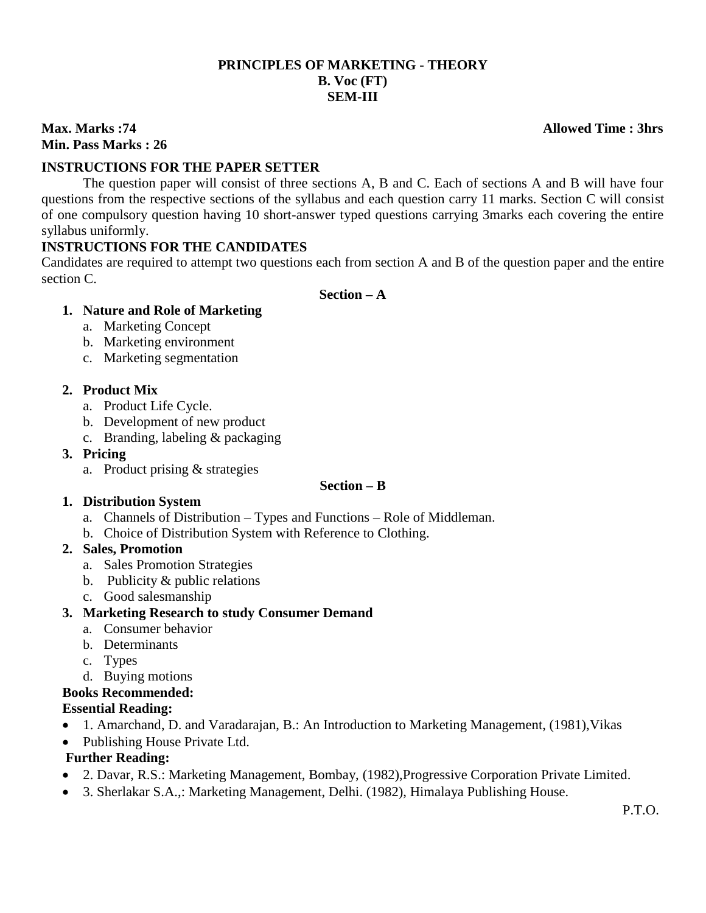**PRINCIPLES OF MARKETING - THEORY**
**B. Voc (FT)**
**SEM-III**

**Max. Marks :74** **Allowed Time : 3hrs**
**Min. Pass Marks : 26**

**INSTRUCTIONS FOR THE PAPER SETTER**

The question paper will consist of three sections A, B and C. Each of sections A and B will have four questions from the respective sections of the syllabus and each question carry 11 marks. Section C will consist of one compulsory question having 10 short-answer typed questions carrying 3marks each covering the entire syllabus uniformly.

**INSTRUCTIONS FOR THE CANDIDATES**

Candidates are required to attempt two questions each from section A and B of the question paper and the entire section C.

**Section – A**

1. **Nature and Role of Marketing**
   a. Marketing Concept
   b. Marketing environment
   c. Marketing segmentation

2. **Product Mix**
   a. Product Life Cycle.
   b. Development of new product
   c. Branding, labeling & packaging

3. **Pricing**
   a. Product prising & strategies

**Section – B**

1. **Distribution System**
   a. Channels of Distribution – Types and Functions – Role of Middleman.
   b. Choice of Distribution System with Reference to Clothing.

2. **Sales, Promotion**
   a. Sales Promotion Strategies
   b. Publicity & public relations
   c. Good salesmanship

3. **Marketing Research to study Consumer Demand**
   a. Consumer behavior
   b. Determinants
   c. Types
   d. Buying motions

**Books Recommended:**

**Essential Reading:**

- 1. Amarchand, D. and Varadarajan, B.: An Introduction to Marketing Management, (1981),Vikas
- Publishing House Private Ltd.

**Further Reading:**

- 2. Davar, R.S.: Marketing Management, Bombay, (1982),Progressive Corporation Private Limited.
- 3. Sherlakar S.A.,: Marketing Management, Delhi. (1982), Himalaya Publishing House.

P.T.O.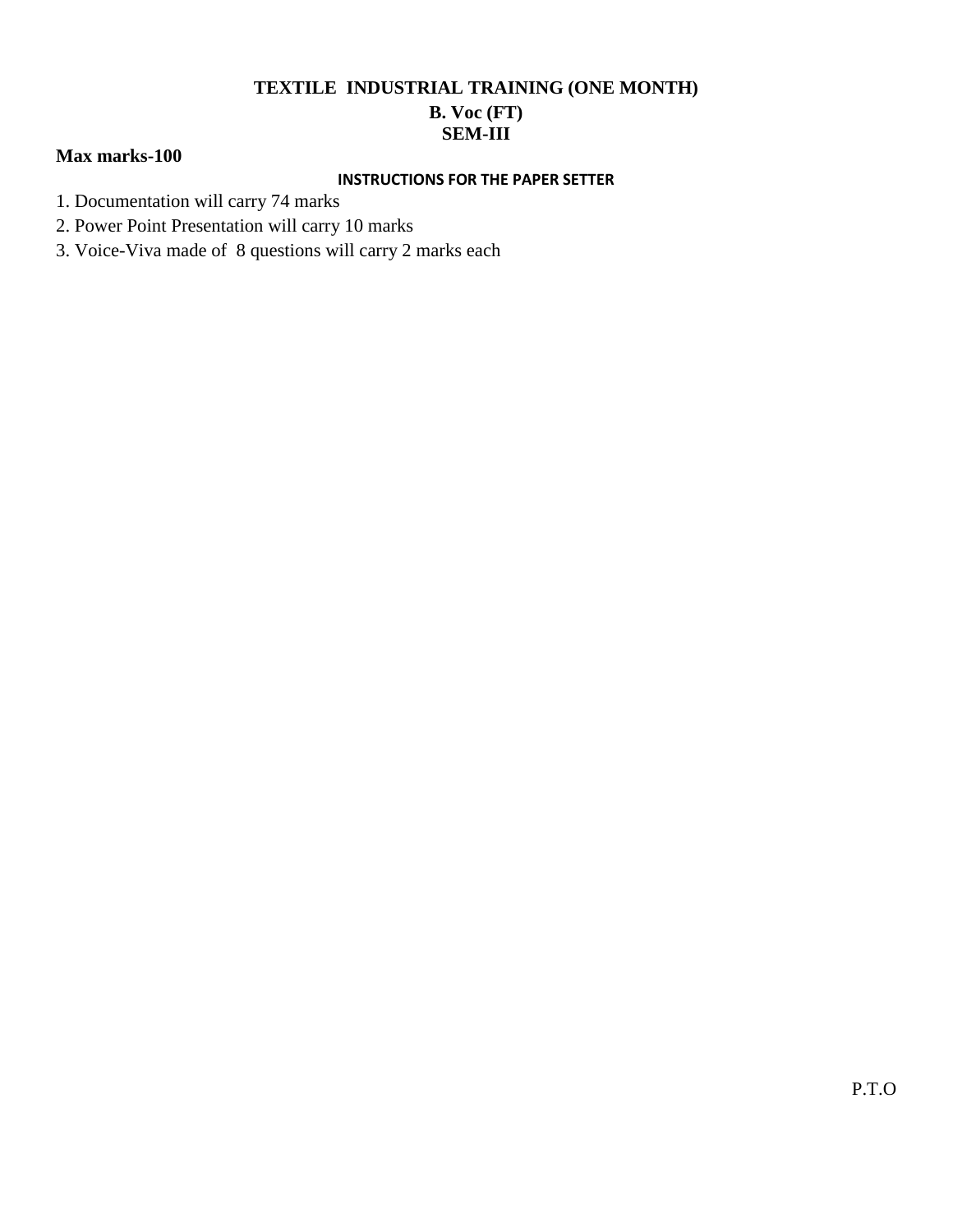# TEXTILE INDUSTRIAL TRAINING (ONE MONTH)

## B. Voc (FT)

## SEM-III

**Max marks-100**

**INSTRUCTIONS FOR THE PAPER SETTER**

1. Documentation will carry 74 marks
2. Power Point Presentation will carry 10 marks
3. Voice-Viva made of 8 questions will carry 2 marks each

P.T.O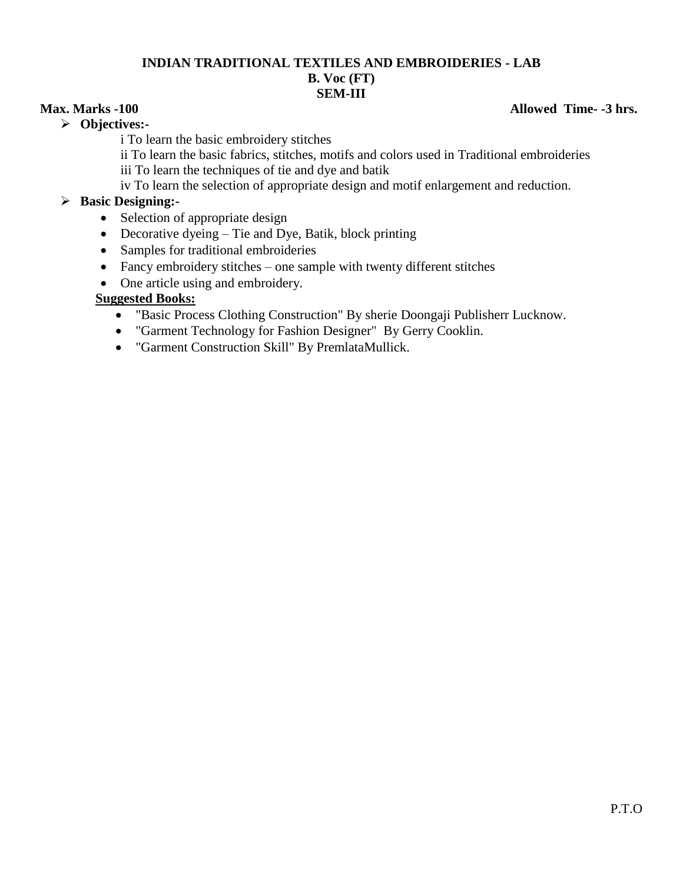# INDIAN TRADITIONAL TEXTILES AND EMBROIDERIES - LAB
## B. Voc (FT)
## SEM-III

**Max. Marks -100** **Allowed Time- -3 hrs.**

- **Objectives:-**

  i To learn the basic embroidery stitches

  ii To learn the basic fabrics, stitches, motifs and colors used in Traditional embroideries

  iii To learn the techniques of tie and dye and batik

  iv To learn the selection of appropriate design and motif enlargement and reduction.

- **Basic Designing:-**
  - Selection of appropriate design
  - Decorative dyeing – Tie and Dye, Batik, block printing
  - Samples for traditional embroideries
  - Fancy embroidery stitches – one sample with twenty different stitches
  - One article using and embroidery.

  **<u>Suggested Books:</u>**

  - "Basic Process Clothing Construction" By sherie Doongaji Publisherr Lucknow.
  - "Garment Technology for Fashion Designer" By Gerry Cooklin.
  - "Garment Construction Skill" By PremlataMullick.

P.T.O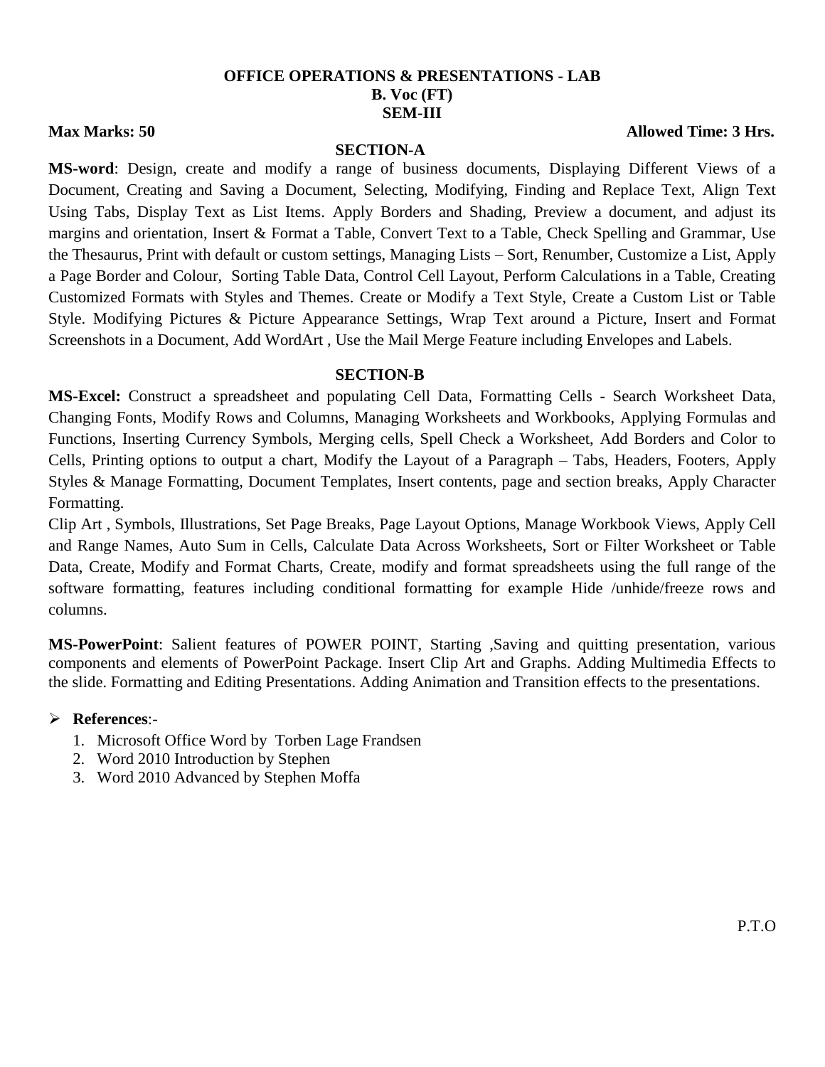# OFFICE OPERATIONS & PRESENTATIONS - LAB
## B. Voc (FT)
## SEM-III

**Max Marks: 50** **Allowed Time: 3 Hrs.**

### SECTION-A

**MS-word**: Design, create and modify a range of business documents, Displaying Different Views of a Document, Creating and Saving a Document, Selecting, Modifying, Finding and Replace Text, Align Text Using Tabs, Display Text as List Items. Apply Borders and Shading, Preview a document, and adjust its margins and orientation, Insert & Format a Table, Convert Text to a Table, Check Spelling and Grammar, Use the Thesaurus, Print with default or custom settings, Managing Lists – Sort, Renumber, Customize a List, Apply a Page Border and Colour, Sorting Table Data, Control Cell Layout, Perform Calculations in a Table, Creating Customized Formats with Styles and Themes. Create or Modify a Text Style, Create a Custom List or Table Style. Modifying Pictures & Picture Appearance Settings, Wrap Text around a Picture, Insert and Format Screenshots in a Document, Add WordArt , Use the Mail Merge Feature including Envelopes and Labels.

### SECTION-B

**MS-Excel:** Construct a spreadsheet and populating Cell Data, Formatting Cells - Search Worksheet Data, Changing Fonts, Modify Rows and Columns, Managing Worksheets and Workbooks, Applying Formulas and Functions, Inserting Currency Symbols, Merging cells, Spell Check a Worksheet, Add Borders and Color to Cells, Printing options to output a chart, Modify the Layout of a Paragraph – Tabs, Headers, Footers, Apply Styles & Manage Formatting, Document Templates, Insert contents, page and section breaks, Apply Character Formatting.

Clip Art , Symbols, Illustrations, Set Page Breaks, Page Layout Options, Manage Workbook Views, Apply Cell and Range Names, Auto Sum in Cells, Calculate Data Across Worksheets, Sort or Filter Worksheet or Table Data, Create, Modify and Format Charts, Create, modify and format spreadsheets using the full range of the software formatting, features including conditional formatting for example Hide /unhide/freeze rows and columns.

**MS-PowerPoint**: Salient features of POWER POINT, Starting ,Saving and quitting presentation, various components and elements of PowerPoint Package. Insert Clip Art and Graphs. Adding Multimedia Effects to the slide. Formatting and Editing Presentations. Adding Animation and Transition effects to the presentations.

- **References**:-
  1. Microsoft Office Word by Torben Lage Frandsen
  2. Word 2010 Introduction by Stephen
  3. Word 2010 Advanced by Stephen Moffa

P.T.O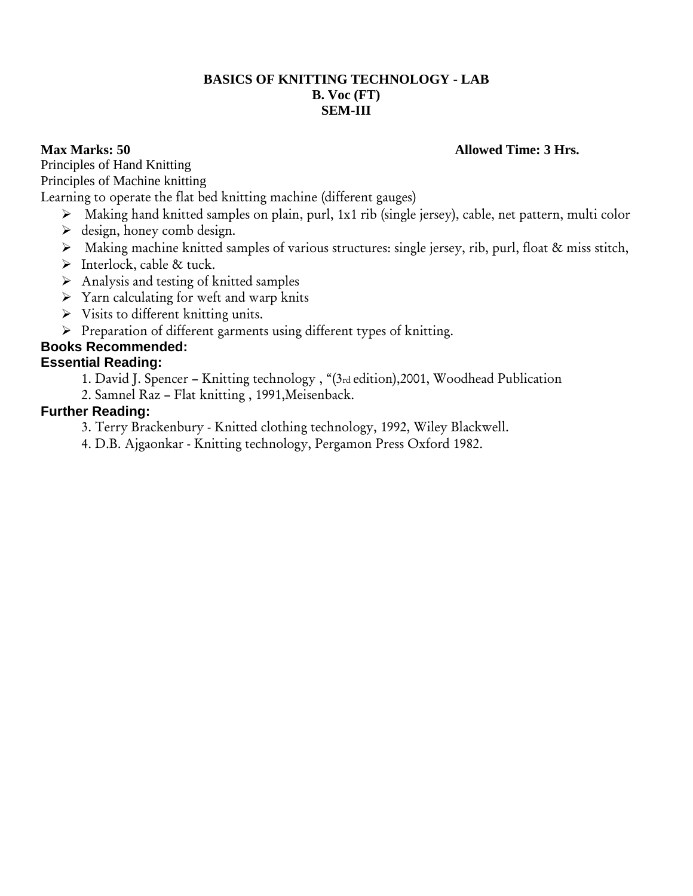**BASICS OF KNITTING TECHNOLOGY - LAB**
**B. Voc (FT)**
**SEM-III**

**Max Marks: 50** **Allowed Time: 3 Hrs.**

Principles of Hand Knitting
Principles of Machine knitting
Learning to operate the flat bed knitting machine (different gauges)

- Making hand knitted samples on plain, purl, 1x1 rib (single jersey), cable, net pattern, multi color
- design, honey comb design.
- Making machine knitted samples of various structures: single jersey, rib, purl, float & miss stitch,
- Interlock, cable & tuck.
- Analysis and testing of knitted samples
- Yarn calculating for weft and warp knits
- Visits to different knitting units.
- Preparation of different garments using different types of knitting.

**Books Recommended:**

**Essential Reading:**

1. David J. Spencer – Knitting technology , "(3rd edition),2001, Woodhead Publication
2. Samnel Raz – Flat knitting , 1991,Meisenback.

**Further Reading:**

3. Terry Brackenbury - Knitted clothing technology, 1992, Wiley Blackwell.
4. D.B. Ajgaonkar - Knitting technology, Pergamon Press Oxford 1982.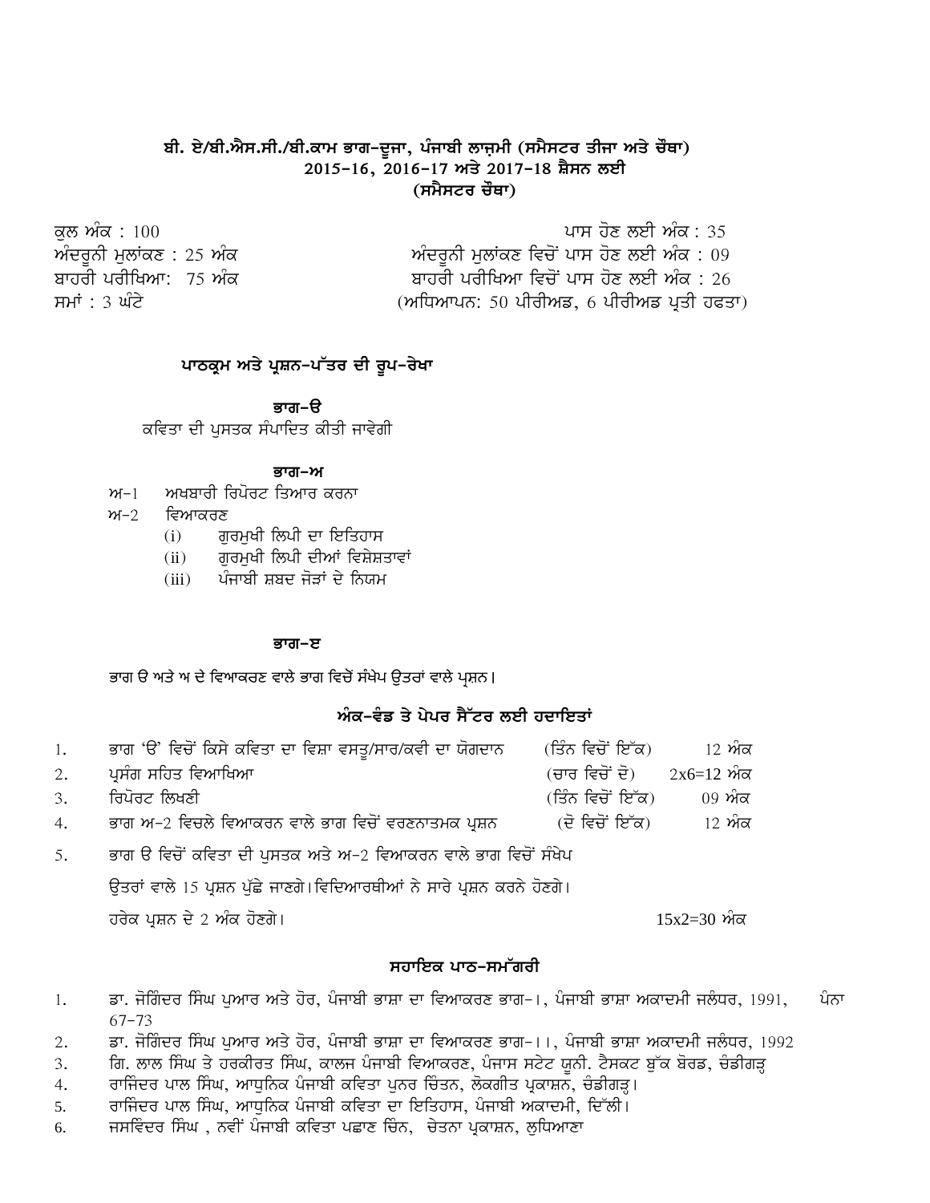**ਬੀ. ਏ/ਬੀ.ਐਸ.ਸੀ./ਬੀ.ਕਾਮ ਭਾਗ-ਦੂਜਾ, ਪੰਜਾਬੀ ਲਾਜ਼ਮੀ (ਸਮੈਸਟਰ ਤੀਜਾ ਅਤੇ ਚੌਥਾ)**
**2015-16, 2016-17 ਅਤੇ 2017-18 ਸ਼ੈਸ਼ਨ ਲਈ**
**(ਸਮੈਸਟਰ ਚੌਥਾ)**

ਕੁਲ ਅੰਕ : 100 — ਪਾਸ ਹੋਣ ਲਈ ਅੰਕ : 35
ਅੰਦਰੂਨੀ ਮੁਲਾਂਕਣ : 25 ਅੰਕ — ਅੰਦਰੂਨੀ ਮੁਲਾਂਕਣ ਵਿਚੋਂ ਪਾਸ ਹੋਣ ਲਈ ਅੰਕ : 09
ਬਾਹਰੀ ਪਰੀਖਿਆ: 75 ਅੰਕ — ਬਾਹਰੀ ਪਰੀਖਿਆ ਵਿਚੋਂ ਪਾਸ ਹੋਣ ਲਈ ਅੰਕ : 26
ਸਮਾਂ : 3 ਘੰਟੇ — (ਅਧਿਆਪਨ: 50 ਪੀਰੀਅਡ, 6 ਪੀਰੀਅਡ ਪ੍ਰਤੀ ਹਫਤਾ)

## ਪਾਠਕ੍ਰਮ ਅਤੇ ਪ੍ਰਸ਼ਨ-ਪੱਤਰ ਦੀ ਰੂਪ-ਰੇਖਾ

### ਭਾਗ-ੳ

ਕਵਿਤਾ ਦੀ ਪੁਸਤਕ ਸੰਪਾਦਿਤ ਕੀਤੀ ਜਾਵੇਗੀ

### ਭਾਗ-ਅ

ਅ-1 ਅਖ਼ਬਾਰੀ ਰਿਪੋਰਟ ਤਿਆਰ ਕਰਨਾ

ਅ-2 ਵਿਆਕਰਣ

- (i) ਗੁਰਮੁਖੀ ਲਿਪੀ ਦਾ ਇਤਿਹਾਸ
- (ii) ਗੁਰਮੁਖੀ ਲਿਪੀ ਦੀਆਂ ਵਿਸ਼ੇਸ਼ਤਾਵਾਂ
- (iii) ਪੰਜਾਬੀ ਸ਼ਬਦ ਜੋੜਾਂ ਦੇ ਨਿਯਮ

### ਭਾਗ-ੲ

ਭਾਗ ੳ ਅਤੇ ਅ ਦੇ ਵਿਆਕਰਣ ਵਾਲੇ ਭਾਗ ਵਿਚੋਂ ਸੰਖੇਪ ਉਤਰਾਂ ਵਾਲੇ ਪ੍ਰਸ਼ਨ।

## ਅੰਕ-ਵੰਡ ਤੇ ਪੇਪਰ ਸੈੱਟਰ ਲਈ ਹਦਾਇਤਾਂ

1. ਭਾਗ 'ੳ' ਵਿਚੋਂ ਕਿਸੇ ਕਵਿਤਾ ਦਾ ਵਿਸ਼ਾ ਵਸਤੂ/ਸਾਰ/ਕਵੀ ਦਾ ਯੋਗਦਾਨ (ਤਿੰਨ ਵਿਚੋਂ ਇੱਕ) 12 ਅੰਕ
2. ਪ੍ਰਸੰਗ ਸਹਿਤ ਵਿਆਖਿਆ (ਚਾਰ ਵਿਚੋਂ ਦੋ) 2x6=12 ਅੰਕ
3. ਰਿਪੋਰਟ ਲਿਖਣੀ (ਤਿੰਨ ਵਿਚੋਂ ਇੱਕ) 09 ਅੰਕ
4. ਭਾਗ ਅ-2 ਵਿਚਲੇ ਵਿਆਕਰਨ ਵਾਲੇ ਭਾਗ ਵਿਚੋਂ ਵਰਣਨਾਤਮਕ ਪ੍ਰਸ਼ਨ (ਦੋ ਵਿਚੋਂ ਇੱਕ) 12 ਅੰਕ
5. ਭਾਗ ੳ ਵਿਚੋਂ ਕਵਿਤਾ ਦੀ ਪੁਸਤਕ ਅਤੇ ਅ-2 ਵਿਆਕਰਨ ਵਾਲੇ ਭਾਗ ਵਿਚੋਂ ਸੰਖੇਪ ਉਤਰਾਂ ਵਾਲੇ 15 ਪ੍ਰਸ਼ਨ ਪੁੱਛੇ ਜਾਣਗੇ। ਵਿਦਿਆਰਥੀਆਂ ਨੇ ਸਾਰੇ ਪ੍ਰਸ਼ਨ ਕਰਨੇ ਹੋਣਗੇ। ਹਰੇਕ ਪ੍ਰਸ਼ਨ ਦੇ 2 ਅੰਕ ਹੋਣਗੇ। 15x2=30 ਅੰਕ

## ਸਹਾਇਕ ਪਾਠ-ਸਮੱਗਰੀ

1. ਡਾ. ਜੋਗਿੰਦਰ ਸਿੰਘ ਪੁਆਰ ਅਤੇ ਹੋਰ, ਪੰਜਾਬੀ ਭਾਸ਼ਾ ਦਾ ਵਿਆਕਰਣ ਭਾਗ-।, ਪੰਜਾਬੀ ਭਾਸ਼ਾ ਅਕਾਦਮੀ ਜਲੰਧਰ, 1991, ਪੰਨਾ 67-73
2. ਡਾ. ਜੋਗਿੰਦਰ ਸਿੰਘ ਪੁਆਰ ਅਤੇ ਹੋਰ, ਪੰਜਾਬੀ ਭਾਸ਼ਾ ਦਾ ਵਿਆਕਰਣ ਭਾਗ-।।, ਪੰਜਾਬੀ ਭਾਸ਼ਾ ਅਕਾਦਮੀ ਜਲੰਧਰ, 1992
3. ਗਿ. ਲਾਲ ਸਿੰਘ ਤੇ ਹਰਕੀਰਤ ਸਿੰਘ, ਕਾਲਜ ਪੰਜਾਬੀ ਵਿਆਕਰਣ, ਪੰਜਾਬ ਸਟੇਟ ਯੂਨੀ. ਟੈਕਸਟ ਬੁੱਕ ਬੋਰਡ, ਚੰਡੀਗੜ੍ਹ
4. ਰਾਜਿੰਦਰ ਪਾਲ ਸਿੰਘ, ਆਧੁਨਿਕ ਪੰਜਾਬੀ ਕਵਿਤਾ ਪੁਨਰ ਚਿੰਤਨ, ਲੋਕਗੀਤ ਪ੍ਰਕਾਸ਼ਨ, ਚੰਡੀਗੜ੍ਹ।
5. ਰਾਜਿੰਦਰ ਪਾਲ ਸਿੰਘ, ਆਧੁਨਿਕ ਪੰਜਾਬੀ ਕਵਿਤਾ ਦਾ ਇਤਿਹਾਸ, ਪੰਜਾਬੀ ਅਕਾਦਮੀ, ਦਿੱਲੀ।
6. ਜਸਵਿੰਦਰ ਸਿੰਘ , ਨਵੀਂ ਪੰਜਾਬੀ ਕਵਿਤਾ ਪਛਾਣ ਚਿੰਨ, ਚੇਤਨਾ ਪ੍ਰਕਾਸ਼ਨ, ਲੁਧਿਆਣਾ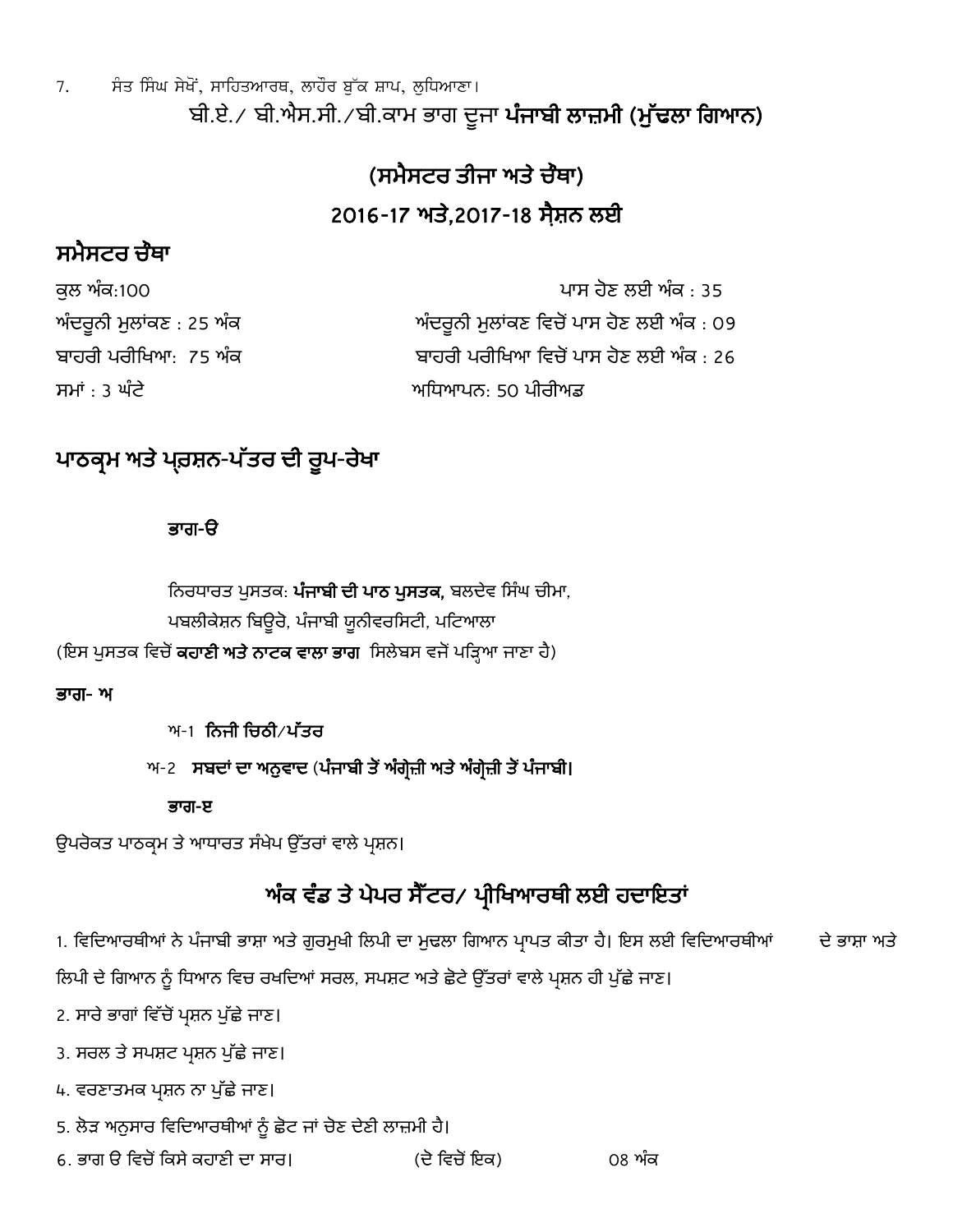7. ਸੰਤ ਸਿੰਘ ਸੇਖੋਂ, ਸਾਹਿਤਆਰਥ, ਲਾਹੌਰ ਬੁੱਕ ਸ਼ਾਪ, ਲੁਧਿਆਣਾ।

## ਬੀ.ਏ./ ਬੀ.ਐਸ.ਸੀ./ਬੀ.ਕਾਮ ਭਾਗ ਦੂਜਾ **ਪੰਜਾਬੀ ਲਾਜ਼ਮੀ (ਮੁੱਢਲਾ ਗਿਆਨ)**

## (ਸਮੈਸਟਰ ਤੀਜਾ ਅਤੇ ਚੌਥਾ)

## 2016-17 ਅਤੇ,2017-18 ਸੈਸ਼ਨ ਲਈ

## ਸਮੈਸਟਰ ਚੌਥਾ

ਕੁਲ ਅੰਕ:100 ਪਾਸ ਹੋਣ ਲਈ ਅੰਕ : 35

ਅੰਦਰੂਨੀ ਮੁਲਾਂਕਣ : 25 ਅੰਕ ਅੰਦਰੂਨੀ ਮੁਲਾਂਕਣ ਵਿਚੋਂ ਪਾਸ ਹੋਣ ਲਈ ਅੰਕ : 09

ਬਾਹਰੀ ਪਰੀਖਿਆ: 75 ਅੰਕ ਬਾਹਰੀ ਪਰੀਖਿਆ ਵਿਚੋਂ ਪਾਸ ਹੋਣ ਲਈ ਅੰਕ : 26

ਸਮਾਂ : 3 ਘੰਟੇ ਅਧਿਆਪਨ: 50 ਪੀਰੀਅਡ

## ਪਾਠਕ੍ਰਮ ਅਤੇ ਪ੍ਰਸ਼ਨ-ਪੱਤਰ ਦੀ ਰੂਪ-ਰੇਖਾ

**ਭਾਗ-ੳ**

ਨਿਰਧਾਰਤ ਪੁਸਤਕ: **ਪੰਜਾਬੀ ਦੀ ਪਾਠ ਪੁਸਤਕ,** ਬਲਦੇਵ ਸਿੰਘ ਚੀਮਾ,
ਪਬਲੀਕੇਸ਼ਨ ਬਿਊਰੋ, ਪੰਜਾਬੀ ਯੂਨੀਵਰਸਿਟੀ, ਪਟਿਆਲਾ

(ਇਸ ਪੁਸਤਕ ਵਿਚੋਂ **ਕਹਾਣੀ ਅਤੇ ਨਾਟਕ ਵਾਲਾ ਭਾਗ** ਸਿਲੇਬਸ ਵਜੋਂ ਪੜ੍ਹਿਆ ਜਾਣਾ ਹੈ)

**ਭਾਗ- ਅ**

ਅ-1 **ਨਿਜੀ ਚਿਠੀ/ਪੱਤਰ**

ਅ-2 **ਸਬਦਾਂ ਦਾ ਅਨੁਵਾਦ (ਪੰਜਾਬੀ ਤੋਂ ਅੰਗ੍ਰੇਜ਼ੀ ਅਤੇ ਅੰਗ੍ਰੇਜ਼ੀ ਤੋਂ ਪੰਜਾਬੀ।**

**ਭਾਗ-ੲ**

ਉਪਰੋਕਤ ਪਾਠਕ੍ਰਮ ਤੇ ਆਧਾਰਤ ਸੰਖੇਪ ਉੱਤਰਾਂ ਵਾਲੇ ਪ੍ਰਸ਼ਨ।

## ਅੰਕ ਵੰਡ ਤੇ ਪੇਪਰ ਸੈੱਟਰ/ ਪ੍ਰੀਖਿਆਰਥੀ ਲਈ ਹਦਾਇਤਾਂ

1. ਵਿਦਿਆਰਥੀਆਂ ਨੇ ਪੰਜਾਬੀ ਭਾਸ਼ਾ ਅਤੇ ਗੁਰਮੁਖੀ ਲਿਪੀ ਦਾ ਮੁਢਲਾ ਗਿਆਨ ਪ੍ਰਾਪਤ ਕੀਤਾ ਹੈ। ਇਸ ਲਈ ਵਿਦਿਆਰਥੀਆਂ ਦੇ ਭਾਸ਼ਾ ਅਤੇ ਲਿਪੀ ਦੇ ਗਿਆਨ ਨੂੰ ਧਿਆਨ ਵਿਚ ਰਖਦਿਆਂ ਸਰਲ, ਸਪਸ਼ਟ ਅਤੇ ਛੋਟੇ ਉੱਤਰਾਂ ਵਾਲੇ ਪ੍ਰਸ਼ਨ ਹੀ ਪੁੱਛੇ ਜਾਣ।
2. ਸਾਰੇ ਭਾਗਾਂ ਵਿੱਚੋਂ ਪ੍ਰਸ਼ਨ ਪੁੱਛੇ ਜਾਣ।
3. ਸਰਲ ਤੇ ਸਪਸ਼ਟ ਪ੍ਰਸ਼ਨ ਪੁੱਛੇ ਜਾਣ।
4. ਵਰਣਾਤਮਕ ਪ੍ਰਸ਼ਨ ਨਾ ਪੁੱਛੇ ਜਾਣ।
5. ਲੋੜ ਅਨੁਸਾਰ ਵਿਦਿਆਰਥੀਆਂ ਨੂੰ ਛੋਟ ਜਾਂ ਚੋਣ ਦੇਣੀ ਲਾਜ਼ਮੀ ਹੈ।
6. ਭਾਗ ੳ ਵਿਚੋਂ ਕਿਸੇ ਕਹਾਣੀ ਦਾ ਸਾਰ। (ਦੋ ਵਿਚੋਂ ਇਕ) 08 ਅੰਕ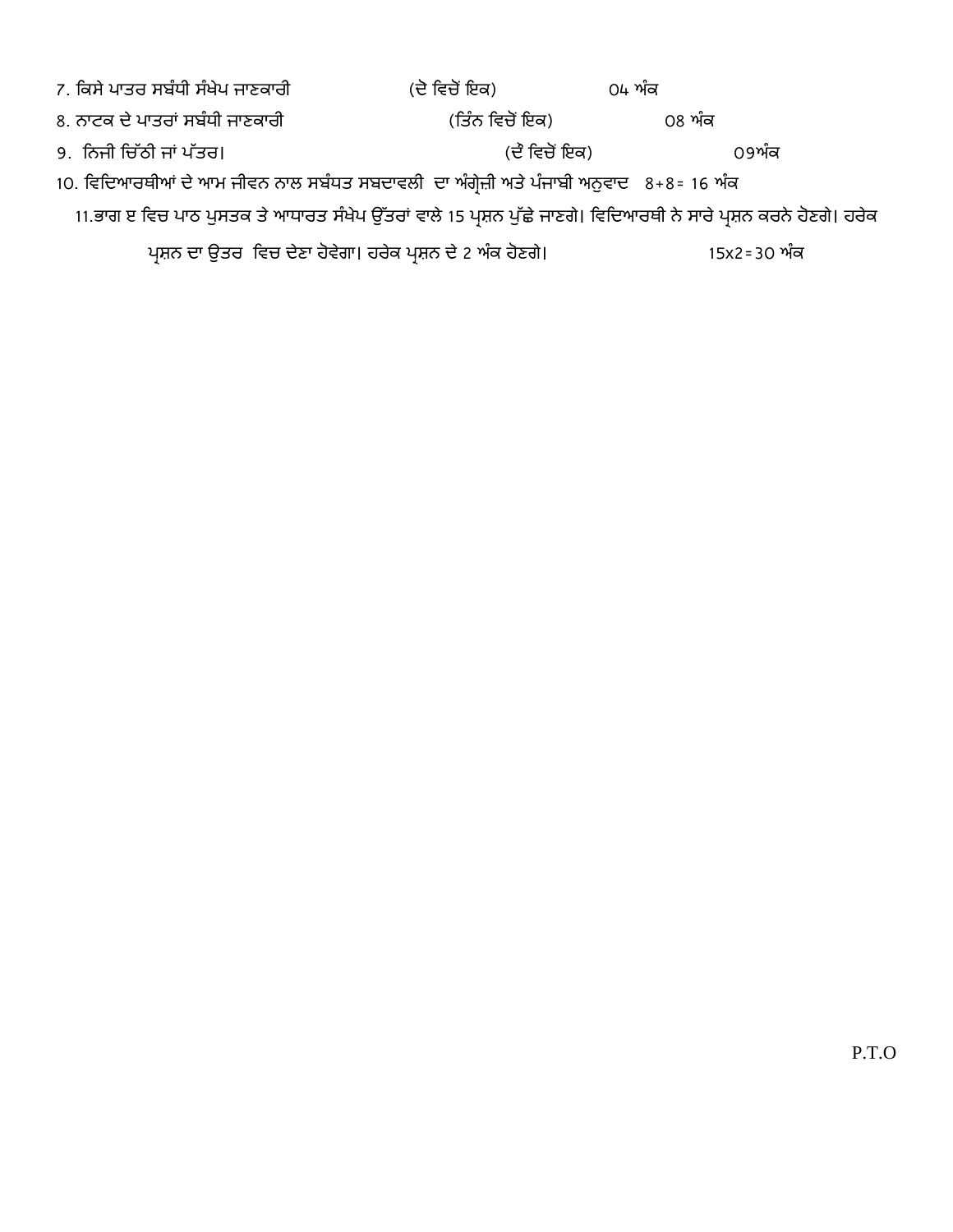7. ਕਿਸੇ ਪਾਤਰ ਸਬੰਧੀ ਸੰਖੇਪ ਜਾਣਕਾਰੀ (ਦੋ ਵਿਚੋਂ ਇਕ) 04 ਅੰਕ

8. ਨਾਟਕ ਦੇ ਪਾਤਰਾਂ ਸਬੰਧੀ ਜਾਣਕਾਰੀ (ਤਿੰਨ ਵਿਚੋਂ ਇਕ) 08 ਅੰਕ

9. ਨਿਜੀ ਚਿੱਠੀ ਜਾਂ ਪੱਤਰ। (ਦੋ ਵਿਚੋਂ ਇਕ) 09ਅੰਕ

10. ਵਿਦਿਆਰਥੀਆਂ ਦੇ ਆਮ ਜੀਵਨ ਨਾਲ ਸਬੰਧਤ ਸਬਦਾਵਲੀ ਦਾ ਅੰਗ੍ਰੇਜ਼ੀ ਅਤੇ ਪੰਜਾਬੀ ਅਨੁਵਾਦ 8+8= 16 ਅੰਕ

11.ਭਾਗ ਏ ਵਿਚ ਪਾਠ ਪੁਸਤਕ ਤੇ ਆਧਾਰਤ ਸੰਖੇਪ ਉੱਤਰਾਂ ਵਾਲੇ 15 ਪ੍ਰਸ਼ਨ ਪੁੱਛੇ ਜਾਣਗੇ। ਵਿਦਿਆਰਥੀ ਨੇ ਸਾਰੇ ਪ੍ਰਸ਼ਨ ਕਰਨੇ ਹੋਣਗੇ। ਹਰੇਕ ਪ੍ਰਸ਼ਨ ਦਾ ਉਤਰ ਵਿਚ ਦੇਣਾ ਹੋਵੇਗਾ। ਹਰੇਕ ਪ੍ਰਸ਼ਨ ਦੇ 2 ਅੰਕ ਹੋਣਗੇ। 15x2=30 ਅੰਕ

P.T.O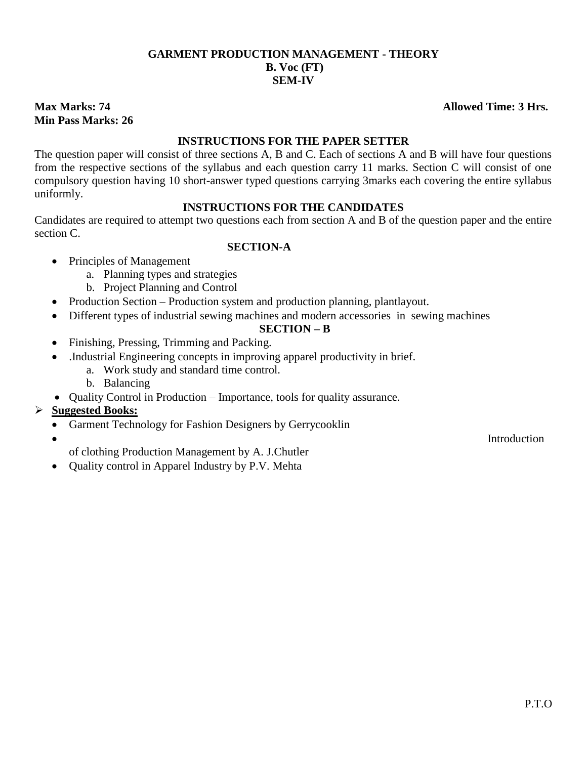**GARMENT PRODUCTION MANAGEMENT - THEORY**
**B. Voc (FT)**
**SEM-IV**

**Max Marks: 74** **Allowed Time: 3 Hrs.**
**Min Pass Marks: 26**

**INSTRUCTIONS FOR THE PAPER SETTER**

The question paper will consist of three sections A, B and C. Each of sections A and B will have four questions from the respective sections of the syllabus and each question carry 11 marks. Section C will consist of one compulsory question having 10 short-answer typed questions carrying 3marks each covering the entire syllabus uniformly.

**INSTRUCTIONS FOR THE CANDIDATES**

Candidates are required to attempt two questions each from section A and B of the question paper and the entire section C.

**SECTION-A**

- Principles of Management
  a. Planning types and strategies
  b. Project Planning and Control
- Production Section – Production system and production planning, plantlayout.
- Different types of industrial sewing machines and modern accessories in sewing machines

**SECTION – B**

- Finishing, Pressing, Trimming and Packing.
- .Industrial Engineering concepts in improving apparel productivity in brief.
  a. Work study and standard time control.
  b. Balancing
- Quality Control in Production – Importance, tools for quality assurance.

➢ **Suggested Books:**

- Garment Technology for Fashion Designers by Gerrycooklin
- Introduction of clothing Production Management by A. J.Chutler
- Quality control in Apparel Industry by P.V. Mehta

P.T.O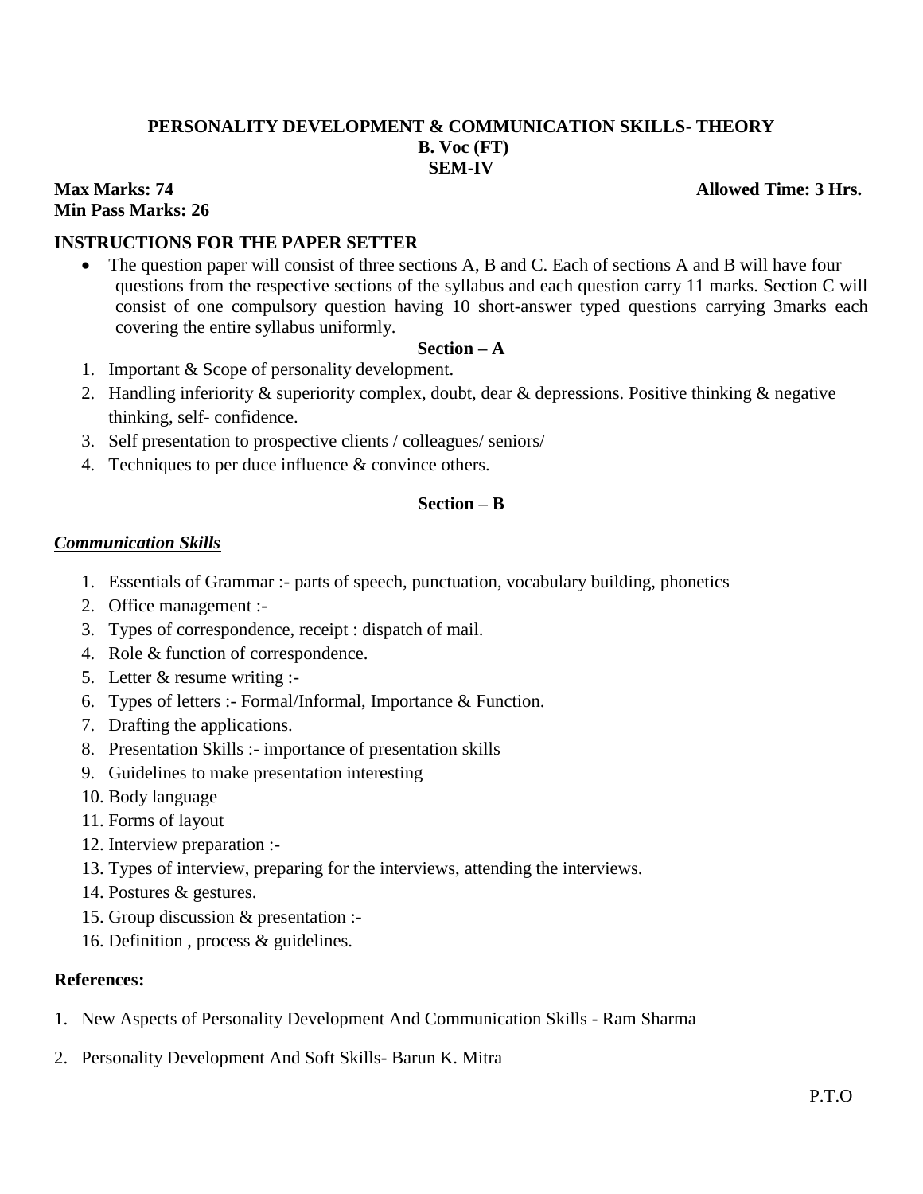**PERSONALITY DEVELOPMENT & COMMUNICATION SKILLS- THEORY**
**B. Voc (FT)**
**SEM-IV**

**Max Marks: 74** **Allowed Time: 3 Hrs.**
**Min Pass Marks: 26**

**INSTRUCTIONS FOR THE PAPER SETTER**

- The question paper will consist of three sections A, B and C. Each of sections A and B will have four questions from the respective sections of the syllabus and each question carry 11 marks. Section C will consist of one compulsory question having 10 short-answer typed questions carrying 3marks each covering the entire syllabus uniformly.

**Section – A**

1. Important & Scope of personality development.
2. Handling inferiority & superiority complex, doubt, dear & depressions. Positive thinking & negative thinking, self- confidence.
3. Self presentation to prospective clients / colleagues/ seniors/
4. Techniques to per duce influence & convince others.

**Section – B**

***Communication Skills***

1. Essentials of Grammar :- parts of speech, punctuation, vocabulary building, phonetics
2. Office management :-
3. Types of correspondence, receipt : dispatch of mail.
4. Role & function of correspondence.
5. Letter & resume writing :-
6. Types of letters :- Formal/Informal, Importance & Function.
7. Drafting the applications.
8. Presentation Skills :- importance of presentation skills
9. Guidelines to make presentation interesting
10. Body language
11. Forms of layout
12. Interview preparation :-
13. Types of interview, preparing for the interviews, attending the interviews.
14. Postures & gestures.
15. Group discussion & presentation :-
16. Definition , process & guidelines.

**References:**

1. New Aspects of Personality Development And Communication Skills - Ram Sharma
2. Personality Development And Soft Skills- Barun K. Mitra

P.T.O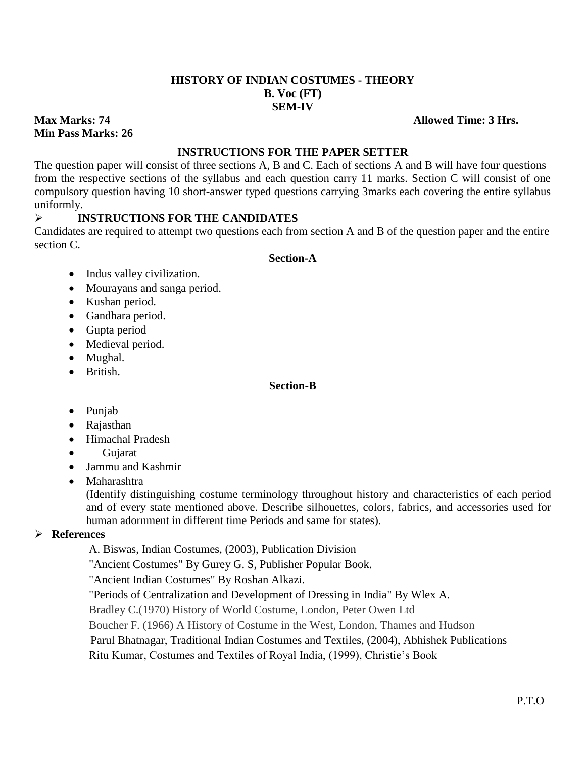**HISTORY OF INDIAN COSTUMES - THEORY**
**B. Voc (FT)**
**SEM-IV**

**Max Marks: 74** **Allowed Time: 3 Hrs.**
**Min Pass Marks: 26**

**INSTRUCTIONS FOR THE PAPER SETTER**

The question paper will consist of three sections A, B and C. Each of sections A and B will have four questions from the respective sections of the syllabus and each question carry 11 marks. Section C will consist of one compulsory question having 10 short-answer typed questions carrying 3marks each covering the entire syllabus uniformly.

➢ **INSTRUCTIONS FOR THE CANDIDATES**

Candidates are required to attempt two questions each from section A and B of the question paper and the entire section C.

**Section-A**

- Indus valley civilization.
- Mourayans and sanga period.
- Kushan period.
- Gandhara period.
- Gupta period
- Medieval period.
- Mughal.
- British.

**Section-B**

- Punjab
- Rajasthan
- Himachal Pradesh
- Gujarat
- Jammu and Kashmir
- Maharashtra

(Identify distinguishing costume terminology throughout history and characteristics of each period and of every state mentioned above. Describe silhouettes, colors, fabrics, and accessories used for human adornment in different time Periods and same for states).

➢ **References**

A. Biswas, Indian Costumes, (2003), Publication Division
"Ancient Costumes" By Gurey G. S, Publisher Popular Book.
"Ancient Indian Costumes" By Roshan Alkazi.
"Periods of Centralization and Development of Dressing in India" By Wlex A.
Bradley C.(1970) History of World Costume, London, Peter Owen Ltd
Boucher F. (1966) A History of Costume in the West, London, Thames and Hudson
Parul Bhatnagar, Traditional Indian Costumes and Textiles, (2004), Abhishek Publications
Ritu Kumar, Costumes and Textiles of Royal India, (1999), Christie's Book

P.T.O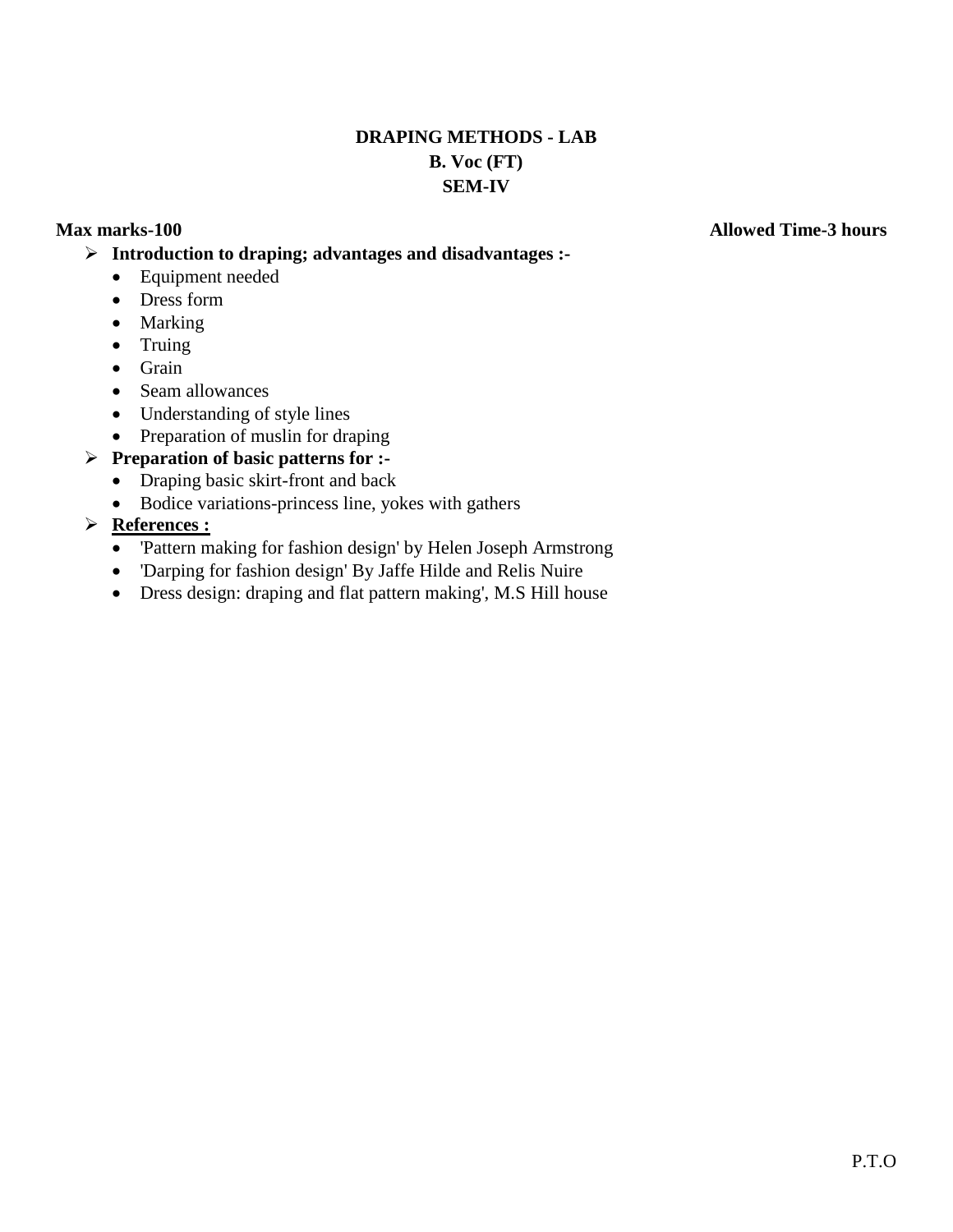**DRAPING METHODS - LAB**
**B. Voc (FT)**
**SEM-IV**

**Max marks-100** **Allowed Time-3 hours**

- **Introduction to draping; advantages and disadvantages :-**
  - Equipment needed
  - Dress form
  - Marking
  - Truing
  - Grain
  - Seam allowances
  - Understanding of style lines
  - Preparation of muslin for draping
- **Preparation of basic patterns for :-**
  - Draping basic skirt-front and back
  - Bodice variations-princess line, yokes with gathers
- **<u>References :</u>**
  - 'Pattern making for fashion design' by Helen Joseph Armstrong
  - 'Darping for fashion design' By Jaffe Hilde and Relis Nuire
  - Dress design: draping and flat pattern making', M.S Hill house

P.T.O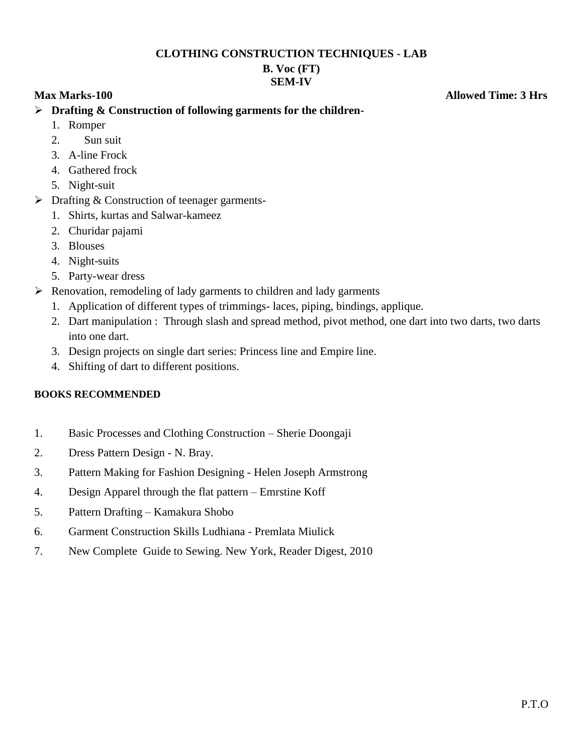**CLOTHING CONSTRUCTION TECHNIQUES - LAB**
**B. Voc (FT)**
**SEM-IV**

**Max Marks-100** **Allowed Time: 3 Hrs**

- **Drafting & Construction of following garments for the children-**
  1. Romper
  2. Sun suit
  3. A-line Frock
  4. Gathered frock
  5. Night-suit
- Drafting & Construction of teenager garments-
  1. Shirts, kurtas and Salwar-kameez
  2. Churidar pajami
  3. Blouses
  4. Night-suits
  5. Party-wear dress
- Renovation, remodeling of lady garments to children and lady garments
  1. Application of different types of trimmings- laces, piping, bindings, applique.
  2. Dart manipulation : Through slash and spread method, pivot method, one dart into two darts, two darts into one dart.
  3. Design projects on single dart series: Princess line and Empire line.
  4. Shifting of dart to different positions.

**BOOKS RECOMMENDED**

1. Basic Processes and Clothing Construction – Sherie Doongaji
2. Dress Pattern Design - N. Bray.
3. Pattern Making for Fashion Designing - Helen Joseph Armstrong
4. Design Apparel through the flat pattern – Emrstine Koff
5. Pattern Drafting – Kamakura Shobo
6. Garment Construction Skills Ludhiana - Premlata Miulick
7. New Complete Guide to Sewing. New York, Reader Digest, 2010

P.T.O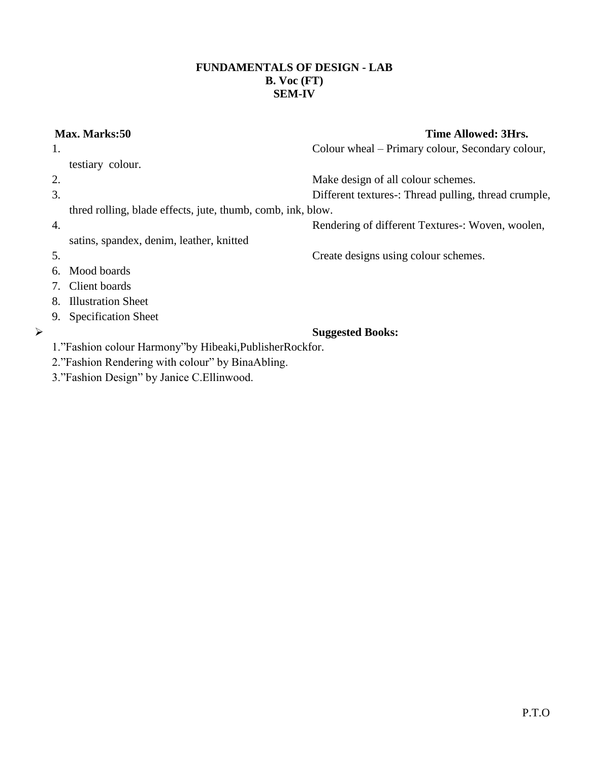**FUNDAMENTALS OF DESIGN - LAB**
**B. Voc (FT)**
**SEM-IV**

**Max. Marks:50** **Time Allowed: 3Hrs.**

1. Colour wheal – Primary colour, Secondary colour, testiary colour.
2. Make design of all colour schemes.
3. Different textures-: Thread pulling, thread crumple, thred rolling, blade effects, jute, thumb, comb, ink, blow.
4. Rendering of different Textures-: Woven, woolen, satins, spandex, denim, leather, knitted
5. Create designs using colour schemes.
6. Mood boards
7. Client boards
8. Illustration Sheet
9. Specification Sheet

- **Suggested Books:**

1.”Fashion colour Harmony”by Hibeaki,PublisherRockfor.
2.”Fashion Rendering with colour” by BinaAbling.
3.”Fashion Design” by Janice C.Ellinwood.

P.T.O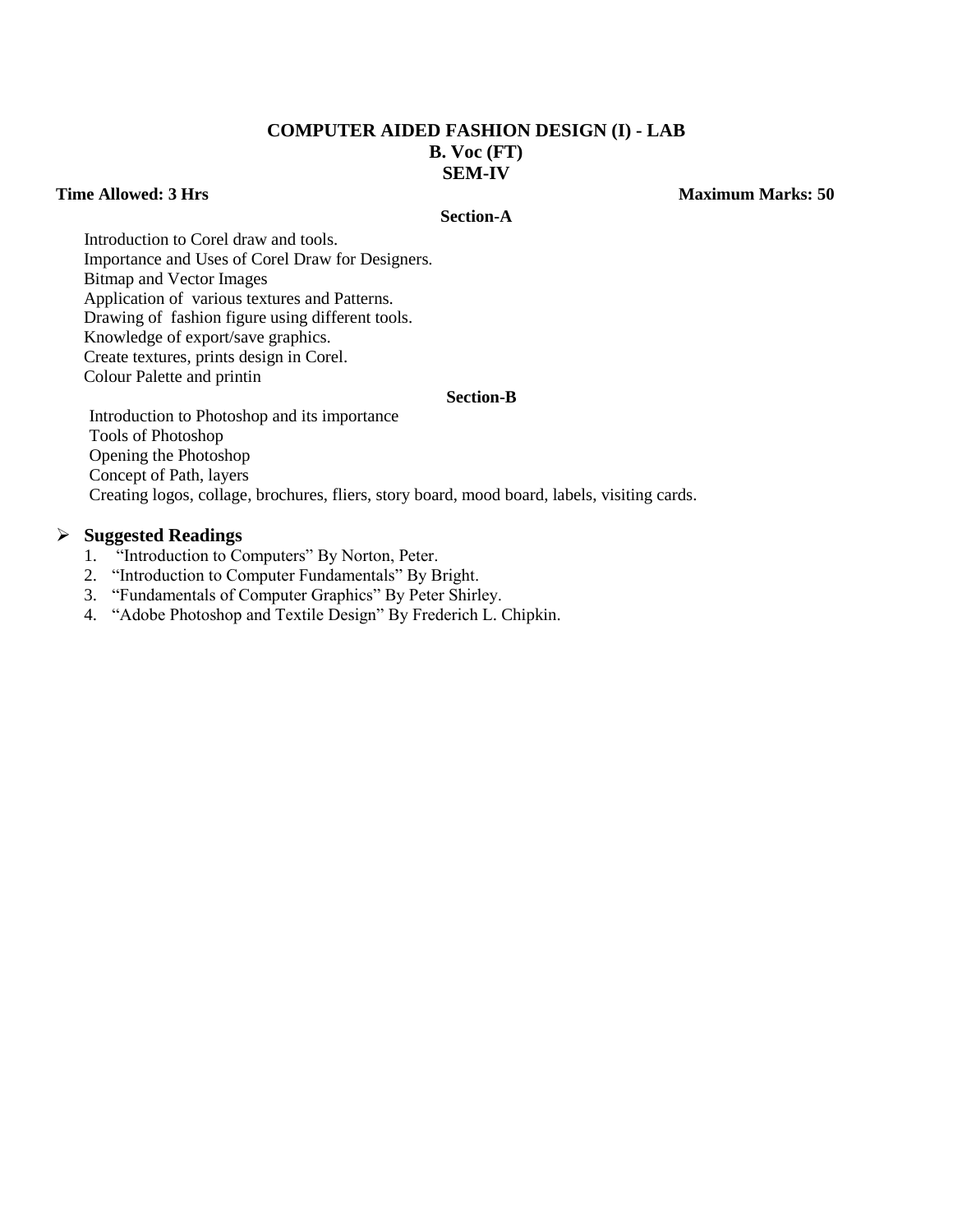# COMPUTER AIDED FASHION DESIGN (I) - LAB
## B. Voc (FT)
## SEM-IV

**Time Allowed: 3 Hrs** **Maximum Marks: 50**

### Section-A

Introduction to Corel draw and tools.
Importance and Uses of Corel Draw for Designers.
Bitmap and Vector Images
Application of various textures and Patterns.
Drawing of fashion figure using different tools.
Knowledge of export/save graphics.
Create textures, prints design in Corel.
Colour Palette and printin

### Section-B

Introduction to Photoshop and its importance
Tools of Photoshop
Opening the Photoshop
Concept of Path, layers
Creating logos, collage, brochures, fliers, story board, mood board, labels, visiting cards.

- **Suggested Readings**
  1. "Introduction to Computers" By Norton, Peter.
  2. "Introduction to Computer Fundamentals" By Bright.
  3. "Fundamentals of Computer Graphics" By Peter Shirley.
  4. "Adobe Photoshop and Textile Design" By Frederich L. Chipkin.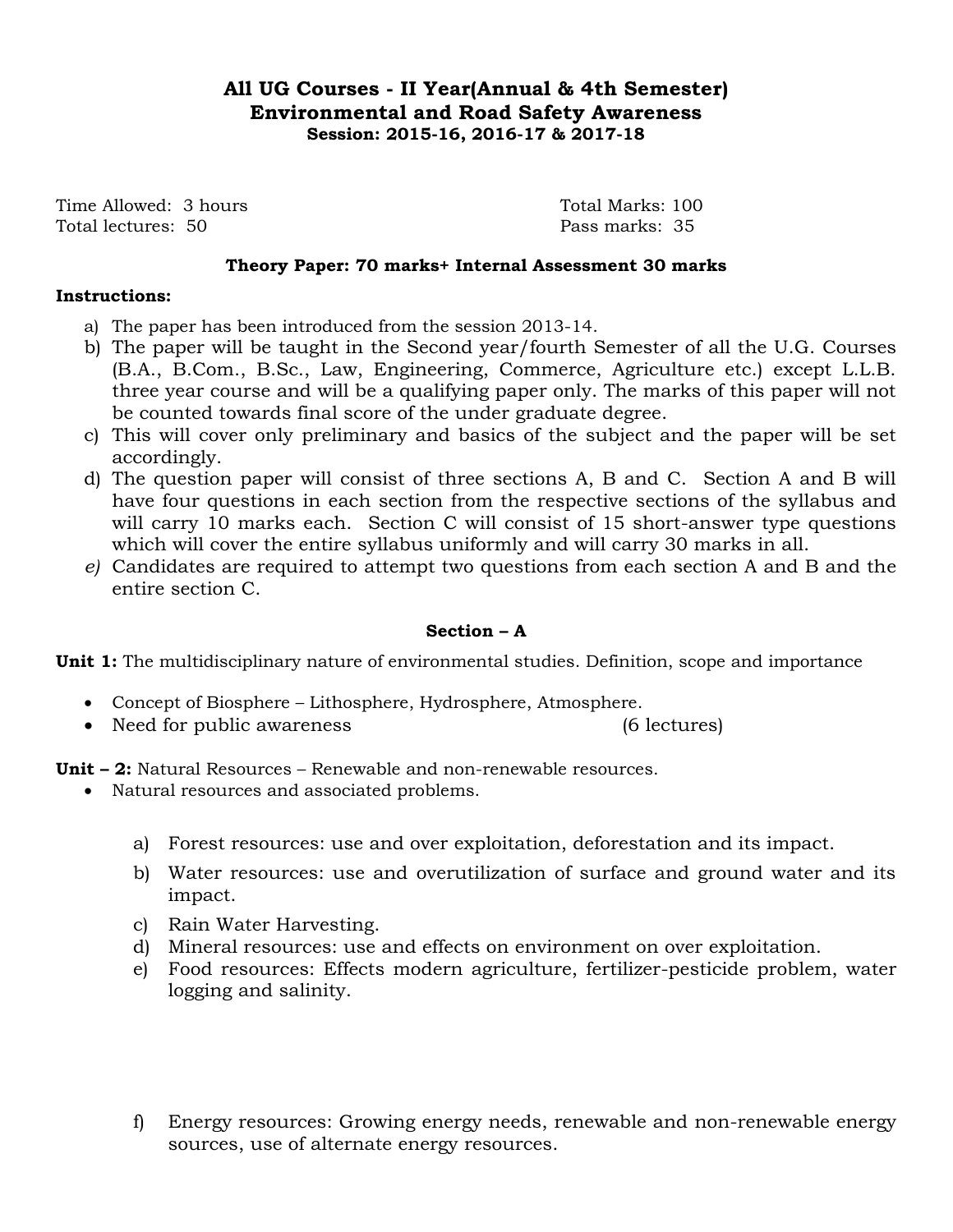# All UG Courses - II Year(Annual & 4th Semester)
## Environmental and Road Safety Awareness
**Session: 2015-16, 2016-17 & 2017-18**

Time Allowed: 3 hours — Total Marks: 100

Total lectures: 50 — Pass marks: 35

**Theory Paper: 70 marks+ Internal Assessment 30 marks**

**Instructions:**

a) The paper has been introduced from the session 2013-14.

b) The paper will be taught in the Second year/fourth Semester of all the U.G. Courses (B.A., B.Com., B.Sc., Law, Engineering, Commerce, Agriculture etc.) except L.L.B. three year course and will be a qualifying paper only. The marks of this paper will not be counted towards final score of the under graduate degree.

c) This will cover only preliminary and basics of the subject and the paper will be set accordingly.

d) The question paper will consist of three sections A, B and C. Section A and B will have four questions in each section from the respective sections of the syllabus and will carry 10 marks each. Section C will consist of 15 short-answer type questions which will cover the entire syllabus uniformly and will carry 30 marks in all.

*e)* Candidates are required to attempt two questions from each section A and B and the entire section C.

### Section – A

**Unit 1:** The multidisciplinary nature of environmental studies. Definition, scope and importance

- Concept of Biosphere – Lithosphere, Hydrosphere, Atmosphere.
- Need for public awareness (6 lectures)

**Unit – 2:** Natural Resources – Renewable and non-renewable resources.

- Natural resources and associated problems.

a) Forest resources: use and over exploitation, deforestation and its impact.

b) Water resources: use and overutilization of surface and ground water and its impact.

c) Rain Water Harvesting.

d) Mineral resources: use and effects on environment on over exploitation.

e) Food resources: Effects modern agriculture, fertilizer-pesticide problem, water logging and salinity.

f) Energy resources: Growing energy needs, renewable and non-renewable energy sources, use of alternate energy resources.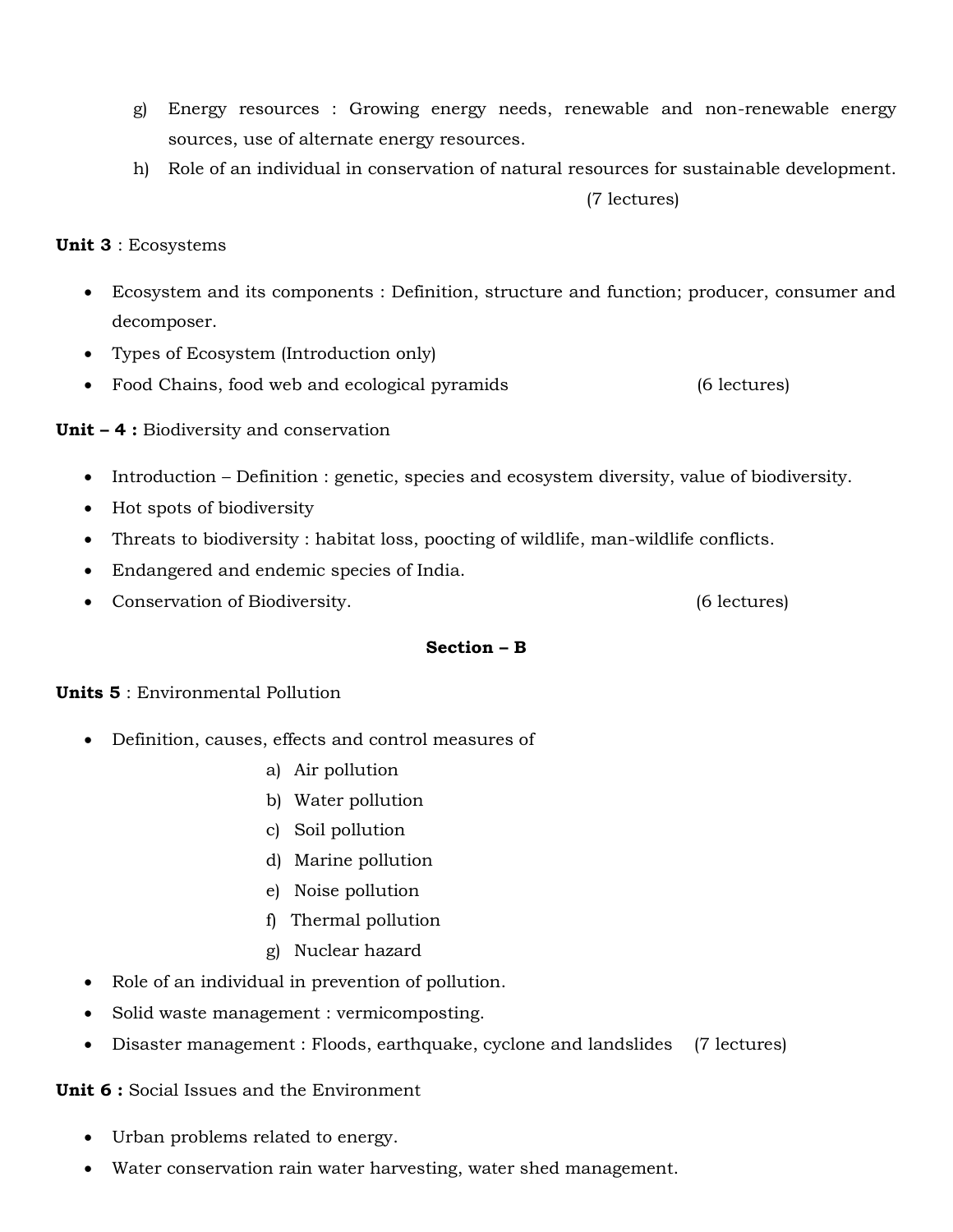g) Energy resources : Growing energy needs, renewable and non-renewable energy sources, use of alternate energy resources.

h) Role of an individual in conservation of natural resources for sustainable development.

(7 lectures)

**Unit 3** : Ecosystems

- Ecosystem and its components : Definition, structure and function; producer, consumer and decomposer.
- Types of Ecosystem (Introduction only)
- Food Chains, food web and ecological pyramids (6 lectures)

**Unit – 4 :** Biodiversity and conservation

- Introduction – Definition : genetic, species and ecosystem diversity, value of biodiversity.
- Hot spots of biodiversity
- Threats to biodiversity : habitat loss, poocting of wildlife, man-wildlife conflicts.
- Endangered and endemic species of India.
- Conservation of Biodiversity. (6 lectures)

**Section – B**

**Units 5** : Environmental Pollution

- Definition, causes, effects and control measures of
    - a) Air pollution
    - b) Water pollution
    - c) Soil pollution
    - d) Marine pollution
    - e) Noise pollution
    - f) Thermal pollution
    - g) Nuclear hazard
- Role of an individual in prevention of pollution.
- Solid waste management : vermicomposting.
- Disaster management : Floods, earthquake, cyclone and landslides (7 lectures)

**Unit 6 :** Social Issues and the Environment

- Urban problems related to energy.
- Water conservation rain water harvesting, water shed management.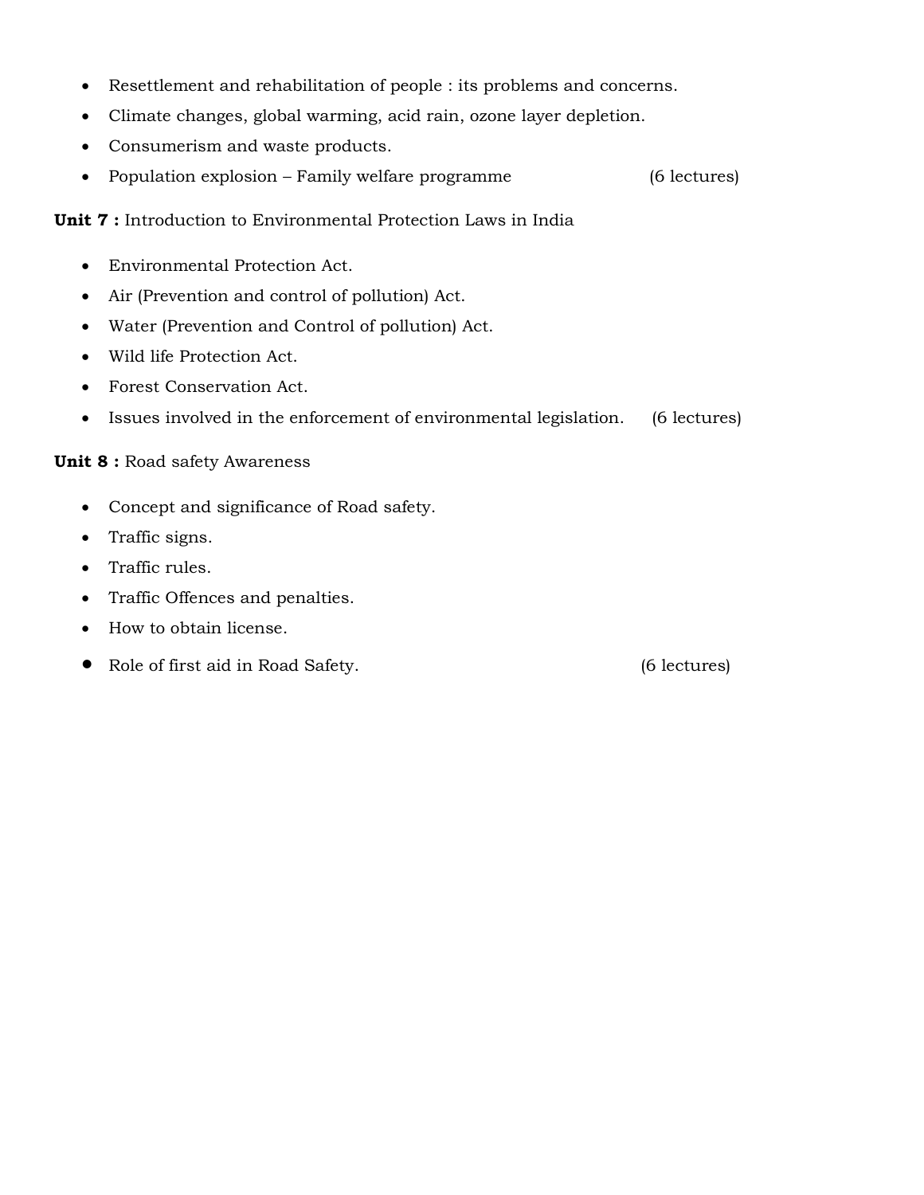- Resettlement and rehabilitation of people : its problems and concerns.
- Climate changes, global warming, acid rain, ozone layer depletion.
- Consumerism and waste products.
- Population explosion – Family welfare programme (6 lectures)

**Unit 7 :** Introduction to Environmental Protection Laws in India

- Environmental Protection Act.
- Air (Prevention and control of pollution) Act.
- Water (Prevention and Control of pollution) Act.
- Wild life Protection Act.
- Forest Conservation Act.
- Issues involved in the enforcement of environmental legislation. (6 lectures)

**Unit 8 :** Road safety Awareness

- Concept and significance of Road safety.
- Traffic signs.
- Traffic rules.
- Traffic Offences and penalties.
- How to obtain license.
- Role of first aid in Road Safety. (6 lectures)